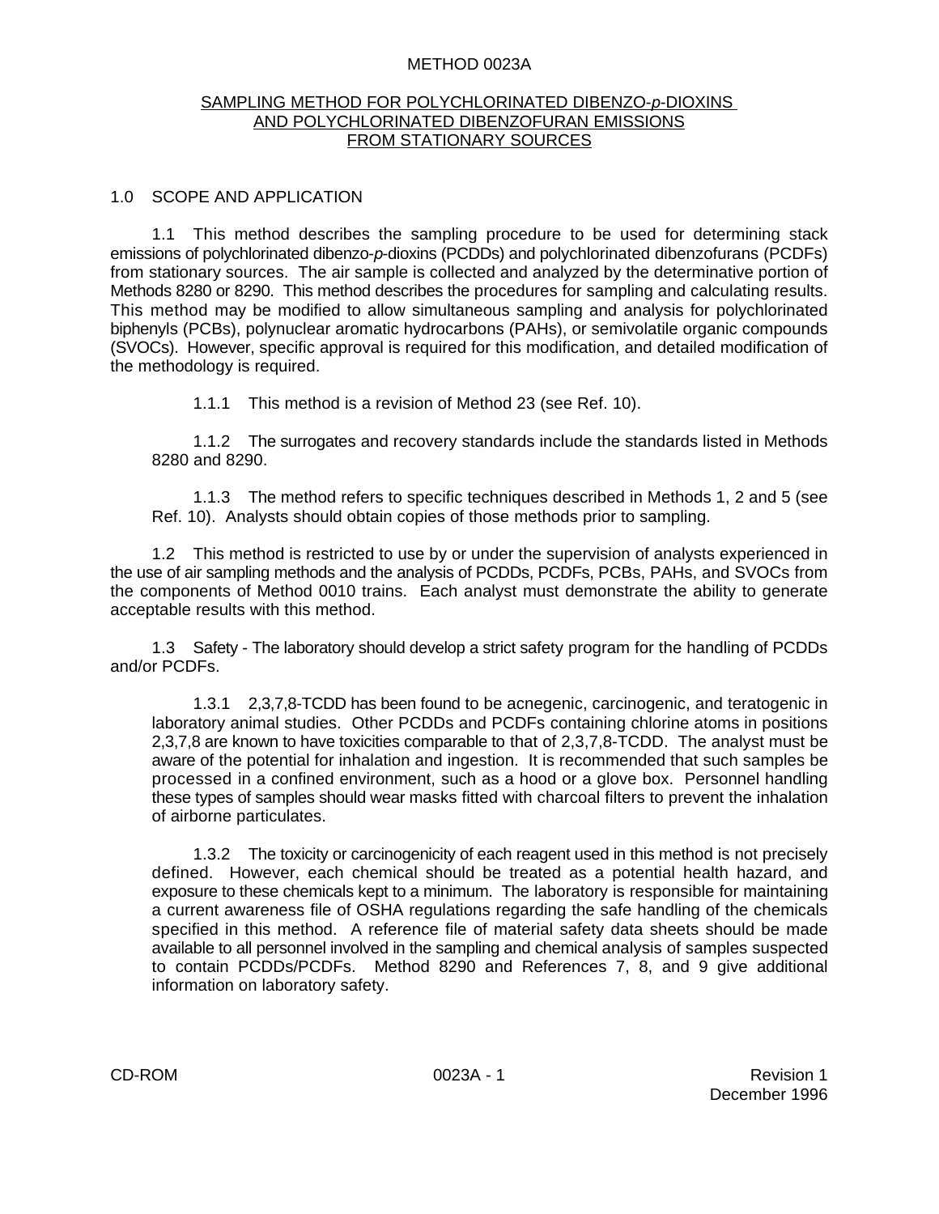# METHOD 0023A

## SAMPLING METHOD FOR POLYCHLORINATED DIBENZO-*p*-DIOXINS AND POLYCHLORINATED DIBENZOFURAN EMISSIONS FROM STATIONARY SOURCES

### 1.0 SCOPE AND APPLICATION

1.1 This method describes the sampling procedure to be used for determining stack emissions of polychlorinated dibenzo-*p*-dioxins (PCDDs) and polychlorinated dibenzofurans (PCDFs) from stationary sources. The air sample is collected and analyzed by the determinative portion of Methods 8280 or 8290. This method describes the procedures for sampling and calculating results. This method may be modified to allow simultaneous sampling and analysis for polychlorinated biphenyls (PCBs), polynuclear aromatic hydrocarbons (PAHs), or semivolatile organic compounds (SVOCs). However, specific approval is required for this modification, and detailed modification of the methodology is required.

1.1.1 This method is a revision of Method 23 (see Ref. 10).

1.1.2 The surrogates and recovery standards include the standards listed in Methods 8280 and 8290.

1.1.3 The method refers to specific techniques described in Methods 1, 2 and 5 (see Ref. 10). Analysts should obtain copies of those methods prior to sampling.

1.2 This method is restricted to use by or under the supervision of analysts experienced in the use of air sampling methods and the analysis of PCDDs, PCDFs, PCBs, PAHs, and SVOCs from the components of Method 0010 trains. Each analyst must demonstrate the ability to generate acceptable results with this method.

1.3 Safety - The laboratory should develop a strict safety program for the handling of PCDDs and/or PCDFs.

1.3.1 2,3,7,8-TCDD has been found to be acnegenic, carcinogenic, and teratogenic in laboratory animal studies. Other PCDDs and PCDFs containing chlorine atoms in positions 2,3,7,8 are known to have toxicities comparable to that of 2,3,7,8-TCDD. The analyst must be aware of the potential for inhalation and ingestion. It is recommended that such samples be processed in a confined environment, such as a hood or a glove box. Personnel handling these types of samples should wear masks fitted with charcoal filters to prevent the inhalation of airborne particulates.

1.3.2 The toxicity or carcinogenicity of each reagent used in this method is not precisely defined. However, each chemical should be treated as a potential health hazard, and exposure to these chemicals kept to a minimum. The laboratory is responsible for maintaining a current awareness file of OSHA regulations regarding the safe handling of the chemicals specified in this method. A reference file of material safety data sheets should be made available to all personnel involved in the sampling and chemical analysis of samples suspected to contain PCDDs/PCDFs. Method 8290 and References 7, 8, and 9 give additional information on laboratory safety.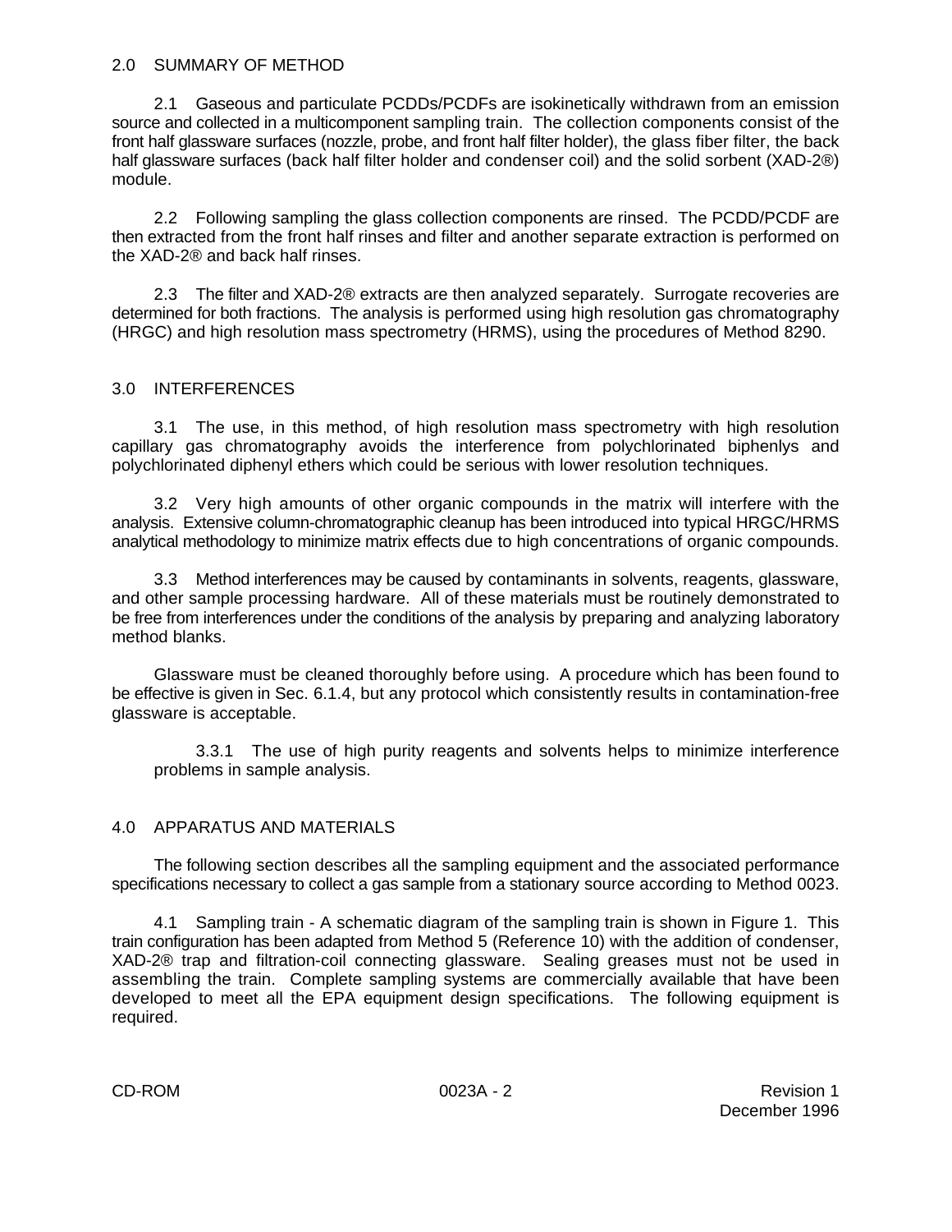## 2.0 SUMMARY OF METHOD

2.1 Gaseous and particulate PCDDs/PCDFs are isokinetically withdrawn from an emission source and collected in a multicomponent sampling train. The collection components consist of the front half glassware surfaces (nozzle, probe, and front half filter holder), the glass fiber filter, the back half glassware surfaces (back half filter holder and condenser coil) and the solid sorbent (XAD-2®) module.

2.2 Following sampling the glass collection components are rinsed. The PCDD/PCDF are then extracted from the front half rinses and filter and another separate extraction is performed on the XAD-2® and back half rinses.

2.3 The filter and XAD-2® extracts are then analyzed separately. Surrogate recoveries are determined for both fractions. The analysis is performed using high resolution gas chromatography (HRGC) and high resolution mass spectrometry (HRMS), using the procedures of Method 8290.

## 3.0 INTERFERENCES

3.1 The use, in this method, of high resolution mass spectrometry with high resolution capillary gas chromatography avoids the interference from polychlorinated biphenlys and polychlorinated diphenyl ethers which could be serious with lower resolution techniques.

3.2 Very high amounts of other organic compounds in the matrix will interfere with the analysis. Extensive column-chromatographic cleanup has been introduced into typical HRGC/HRMS analytical methodology to minimize matrix effects due to high concentrations of organic compounds.

3.3 Method interferences may be caused by contaminants in solvents, reagents, glassware, and other sample processing hardware. All of these materials must be routinely demonstrated to be free from interferences under the conditions of the analysis by preparing and analyzing laboratory method blanks.

Glassware must be cleaned thoroughly before using. A procedure which has been found to be effective is given in Sec. 6.1.4, but any protocol which consistently results in contamination-free glassware is acceptable.

3.3.1 The use of high purity reagents and solvents helps to minimize interference problems in sample analysis.

## 4.0 APPARATUS AND MATERIALS

The following section describes all the sampling equipment and the associated performance specifications necessary to collect a gas sample from a stationary source according to Method 0023.

4.1 Sampling train - A schematic diagram of the sampling train is shown in Figure 1. This train configuration has been adapted from Method 5 (Reference 10) with the addition of condenser, XAD-2® trap and filtration-coil connecting glassware. Sealing greases must not be used in assembling the train. Complete sampling systems are commercially available that have been developed to meet all the EPA equipment design specifications. The following equipment is required.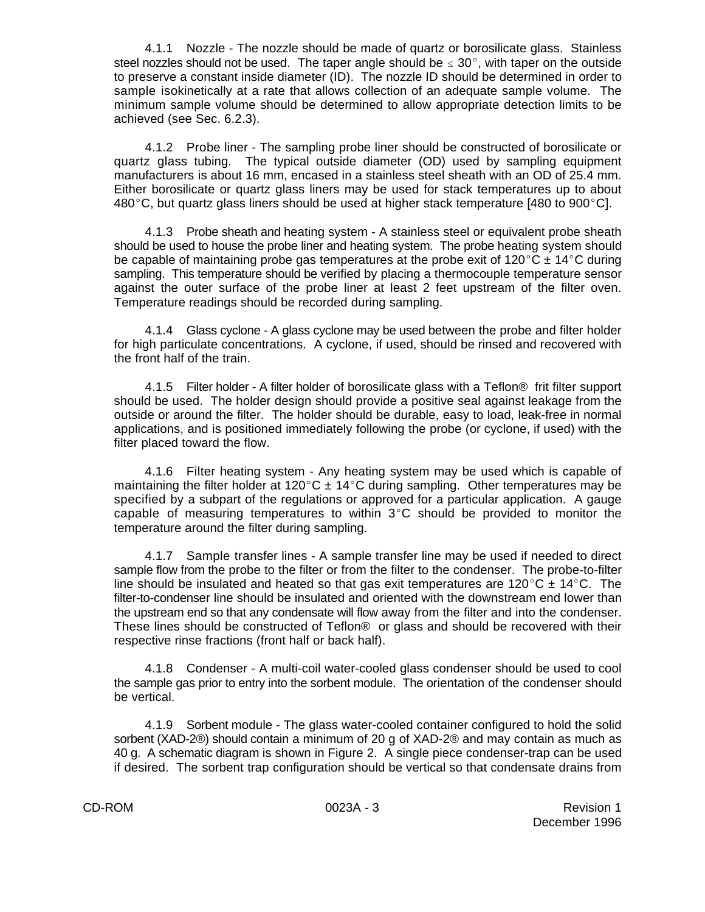4.1.1 Nozzle - The nozzle should be made of quartz or borosilicate glass. Stainless steel nozzles should not be used. The taper angle should be $\leq 30°$, with taper on the outside to preserve a constant inside diameter (ID). The nozzle ID should be determined in order to sample isokinetically at a rate that allows collection of an adequate sample volume. The minimum sample volume should be determined to allow appropriate detection limits to be achieved (see Sec. 6.2.3).

4.1.2 Probe liner - The sampling probe liner should be constructed of borosilicate or quartz glass tubing. The typical outside diameter (OD) used by sampling equipment manufacturers is about 16 mm, encased in a stainless steel sheath with an OD of 25.4 mm. Either borosilicate or quartz glass liners may be used for stack temperatures up to about 480°C, but quartz glass liners should be used at higher stack temperature [480 to 900°C].

4.1.3 Probe sheath and heating system - A stainless steel or equivalent probe sheath should be used to house the probe liner and heating system. The probe heating system should be capable of maintaining probe gas temperatures at the probe exit of 120°C ± 14°C during sampling. This temperature should be verified by placing a thermocouple temperature sensor against the outer surface of the probe liner at least 2 feet upstream of the filter oven. Temperature readings should be recorded during sampling.

4.1.4 Glass cyclone - A glass cyclone may be used between the probe and filter holder for high particulate concentrations. A cyclone, if used, should be rinsed and recovered with the front half of the train.

4.1.5 Filter holder - A filter holder of borosilicate glass with a Teflon® frit filter support should be used. The holder design should provide a positive seal against leakage from the outside or around the filter. The holder should be durable, easy to load, leak-free in normal applications, and is positioned immediately following the probe (or cyclone, if used) with the filter placed toward the flow.

4.1.6 Filter heating system - Any heating system may be used which is capable of maintaining the filter holder at 120°C ± 14°C during sampling. Other temperatures may be specified by a subpart of the regulations or approved for a particular application. A gauge capable of measuring temperatures to within 3°C should be provided to monitor the temperature around the filter during sampling.

4.1.7 Sample transfer lines - A sample transfer line may be used if needed to direct sample flow from the probe to the filter or from the filter to the condenser. The probe-to-filter line should be insulated and heated so that gas exit temperatures are 120°C ± 14°C. The filter-to-condenser line should be insulated and oriented with the downstream end lower than the upstream end so that any condensate will flow away from the filter and into the condenser. These lines should be constructed of Teflon® or glass and should be recovered with their respective rinse fractions (front half or back half).

4.1.8 Condenser - A multi-coil water-cooled glass condenser should be used to cool the sample gas prior to entry into the sorbent module. The orientation of the condenser should be vertical.

4.1.9 Sorbent module - The glass water-cooled container configured to hold the solid sorbent (XAD-2®) should contain a minimum of 20 g of XAD-2® and may contain as much as 40 g. A schematic diagram is shown in Figure 2. A single piece condenser-trap can be used if desired. The sorbent trap configuration should be vertical so that condensate drains from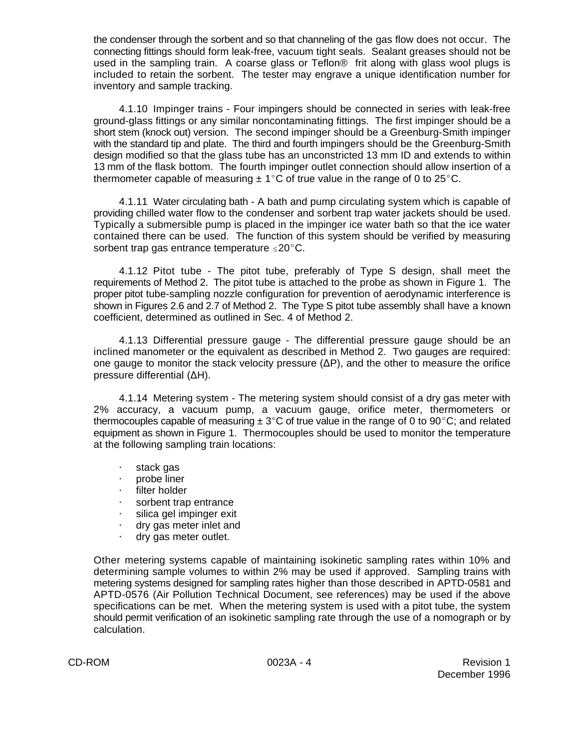the condenser through the sorbent and so that channeling of the gas flow does not occur. The connecting fittings should form leak-free, vacuum tight seals. Sealant greases should not be used in the sampling train. A coarse glass or Teflon® frit along with glass wool plugs is included to retain the sorbent. The tester may engrave a unique identification number for inventory and sample tracking.

4.1.10 Impinger trains - Four impingers should be connected in series with leak-free ground-glass fittings or any similar noncontaminating fittings. The first impinger should be a short stem (knock out) version. The second impinger should be a Greenburg-Smith impinger with the standard tip and plate. The third and fourth impingers should be the Greenburg-Smith design modified so that the glass tube has an unconstricted 13 mm ID and extends to within 13 mm of the flask bottom. The fourth impinger outlet connection should allow insertion of a thermometer capable of measuring $\pm$ 1°C of true value in the range of 0 to 25°C.

4.1.11 Water circulating bath - A bath and pump circulating system which is capable of providing chilled water flow to the condenser and sorbent trap water jackets should be used. Typically a submersible pump is placed in the impinger ice water bath so that the ice water contained there can be used. The function of this system should be verified by measuring sorbent trap gas entrance temperature $\leq$20°C.

4.1.12 Pitot tube - The pitot tube, preferably of Type S design, shall meet the requirements of Method 2. The pitot tube is attached to the probe as shown in Figure 1. The proper pitot tube-sampling nozzle configuration for prevention of aerodynamic interference is shown in Figures 2.6 and 2.7 of Method 2. The Type S pitot tube assembly shall have a known coefficient, determined as outlined in Sec. 4 of Method 2.

4.1.13 Differential pressure gauge - The differential pressure gauge should be an inclined manometer or the equivalent as described in Method 2. Two gauges are required: one gauge to monitor the stack velocity pressure ($\Delta P$), and the other to measure the orifice pressure differential ($\Delta H$).

4.1.14 Metering system - The metering system should consist of a dry gas meter with 2% accuracy, a vacuum pump, a vacuum gauge, orifice meter, thermometers or thermocouples capable of measuring $\pm$ 3°C of true value in the range of 0 to 90°C; and related equipment as shown in Figure 1. Thermocouples should be used to monitor the temperature at the following sampling train locations:

- stack gas
- probe liner
- filter holder
- sorbent trap entrance
- silica gel impinger exit
- dry gas meter inlet and
- dry gas meter outlet.

Other metering systems capable of maintaining isokinetic sampling rates within 10% and determining sample volumes to within 2% may be used if approved. Sampling trains with metering systems designed for sampling rates higher than those described in APTD-0581 and APTD-0576 (Air Pollution Technical Document, see references) may be used if the above specifications can be met. When the metering system is used with a pitot tube, the system should permit verification of an isokinetic sampling rate through the use of a nomograph or by calculation.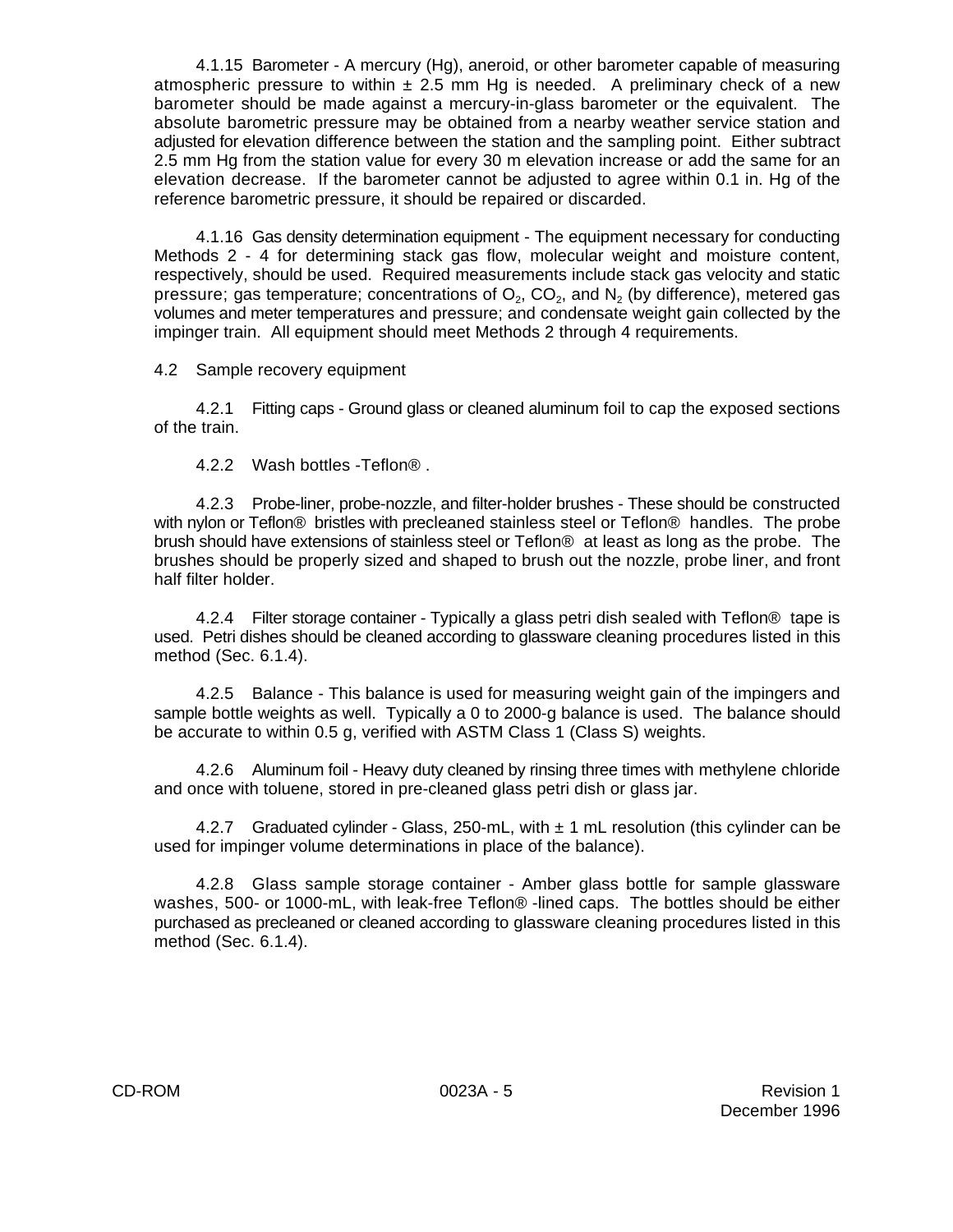4.1.15 Barometer - A mercury (Hg), aneroid, or other barometer capable of measuring atmospheric pressure to within ± 2.5 mm Hg is needed. A preliminary check of a new barometer should be made against a mercury-in-glass barometer or the equivalent. The absolute barometric pressure may be obtained from a nearby weather service station and adjusted for elevation difference between the station and the sampling point. Either subtract 2.5 mm Hg from the station value for every 30 m elevation increase or add the same for an elevation decrease. If the barometer cannot be adjusted to agree within 0.1 in. Hg of the reference barometric pressure, it should be repaired or discarded.

4.1.16 Gas density determination equipment - The equipment necessary for conducting Methods 2 - 4 for determining stack gas flow, molecular weight and moisture content, respectively, should be used. Required measurements include stack gas velocity and static pressure; gas temperature; concentrations of $O_2$, $CO_2$, and $N_2$ (by difference), metered gas volumes and meter temperatures and pressure; and condensate weight gain collected by the impinger train. All equipment should meet Methods 2 through 4 requirements.

4.2 Sample recovery equipment

4.2.1 Fitting caps - Ground glass or cleaned aluminum foil to cap the exposed sections of the train.

4.2.2 Wash bottles -Teflon® .

4.2.3 Probe-liner, probe-nozzle, and filter-holder brushes - These should be constructed with nylon or Teflon® bristles with precleaned stainless steel or Teflon® handles. The probe brush should have extensions of stainless steel or Teflon® at least as long as the probe. The brushes should be properly sized and shaped to brush out the nozzle, probe liner, and front half filter holder.

4.2.4 Filter storage container - Typically a glass petri dish sealed with Teflon® tape is used. Petri dishes should be cleaned according to glassware cleaning procedures listed in this method (Sec. 6.1.4).

4.2.5 Balance - This balance is used for measuring weight gain of the impingers and sample bottle weights as well. Typically a 0 to 2000-g balance is used. The balance should be accurate to within 0.5 g, verified with ASTM Class 1 (Class S) weights.

4.2.6 Aluminum foil - Heavy duty cleaned by rinsing three times with methylene chloride and once with toluene, stored in pre-cleaned glass petri dish or glass jar.

4.2.7 Graduated cylinder - Glass, 250-mL, with ± 1 mL resolution (this cylinder can be used for impinger volume determinations in place of the balance).

4.2.8 Glass sample storage container - Amber glass bottle for sample glassware washes, 500- or 1000-mL, with leak-free Teflon® -lined caps. The bottles should be either purchased as precleaned or cleaned according to glassware cleaning procedures listed in this method (Sec. 6.1.4).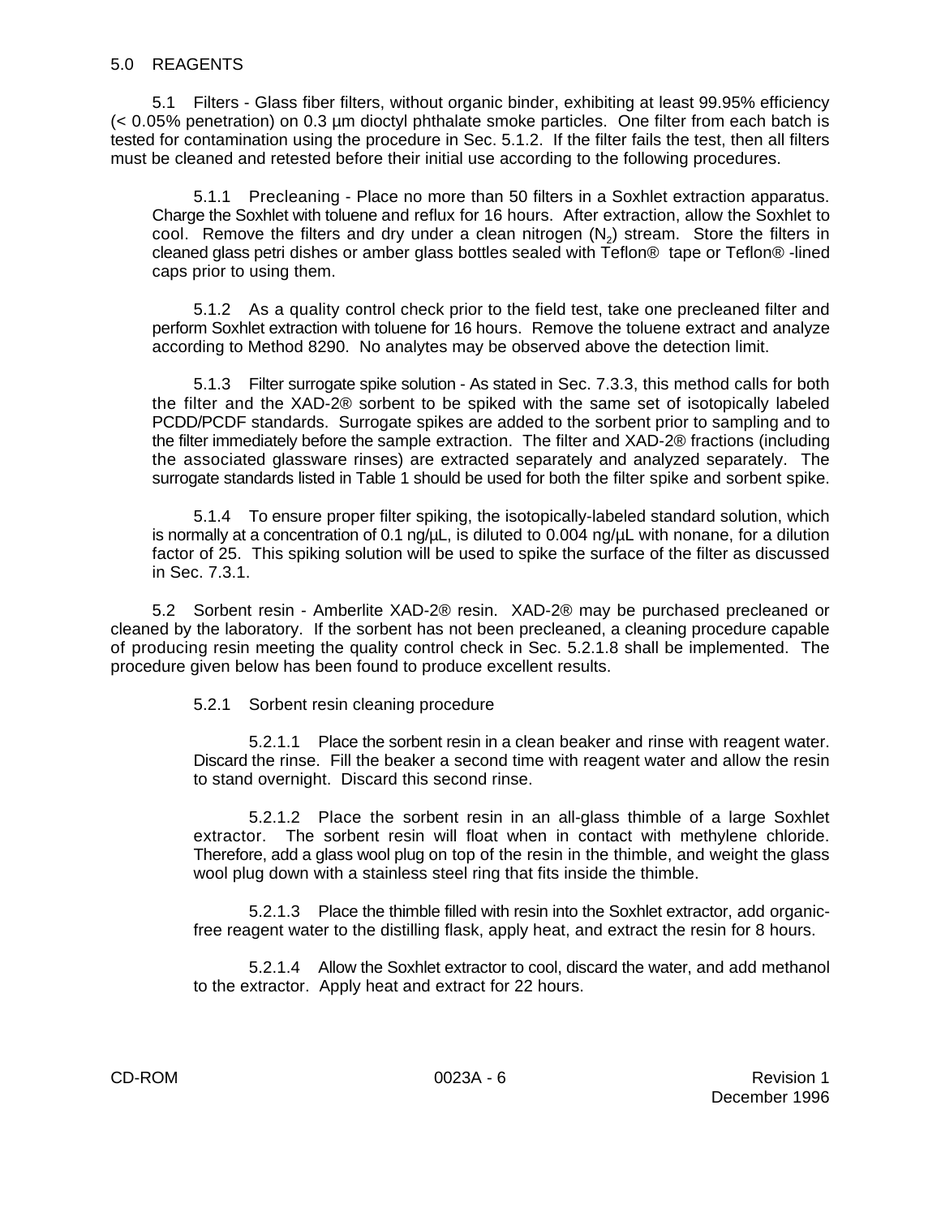## 5.0 REAGENTS

5.1 Filters - Glass fiber filters, without organic binder, exhibiting at least 99.95% efficiency (< 0.05% penetration) on 0.3 µm dioctyl phthalate smoke particles. One filter from each batch is tested for contamination using the procedure in Sec. 5.1.2. If the filter fails the test, then all filters must be cleaned and retested before their initial use according to the following procedures.

5.1.1 Precleaning - Place no more than 50 filters in a Soxhlet extraction apparatus. Charge the Soxhlet with toluene and reflux for 16 hours. After extraction, allow the Soxhlet to cool. Remove the filters and dry under a clean nitrogen ($N_2$) stream. Store the filters in cleaned glass petri dishes or amber glass bottles sealed with Teflon® tape or Teflon® -lined caps prior to using them.

5.1.2 As a quality control check prior to the field test, take one precleaned filter and perform Soxhlet extraction with toluene for 16 hours. Remove the toluene extract and analyze according to Method 8290. No analytes may be observed above the detection limit.

5.1.3 Filter surrogate spike solution - As stated in Sec. 7.3.3, this method calls for both the filter and the XAD-2® sorbent to be spiked with the same set of isotopically labeled PCDD/PCDF standards. Surrogate spikes are added to the sorbent prior to sampling and to the filter immediately before the sample extraction. The filter and XAD-2® fractions (including the associated glassware rinses) are extracted separately and analyzed separately. The surrogate standards listed in Table 1 should be used for both the filter spike and sorbent spike.

5.1.4 To ensure proper filter spiking, the isotopically-labeled standard solution, which is normally at a concentration of 0.1 ng/µL, is diluted to 0.004 ng/µL with nonane, for a dilution factor of 25. This spiking solution will be used to spike the surface of the filter as discussed in Sec. 7.3.1.

5.2 Sorbent resin - Amberlite XAD-2® resin. XAD-2® may be purchased precleaned or cleaned by the laboratory. If the sorbent has not been precleaned, a cleaning procedure capable of producing resin meeting the quality control check in Sec. 5.2.1.8 shall be implemented. The procedure given below has been found to produce excellent results.

5.2.1 Sorbent resin cleaning procedure

5.2.1.1 Place the sorbent resin in a clean beaker and rinse with reagent water. Discard the rinse. Fill the beaker a second time with reagent water and allow the resin to stand overnight. Discard this second rinse.

5.2.1.2 Place the sorbent resin in an all-glass thimble of a large Soxhlet extractor. The sorbent resin will float when in contact with methylene chloride. Therefore, add a glass wool plug on top of the resin in the thimble, and weight the glass wool plug down with a stainless steel ring that fits inside the thimble.

5.2.1.3 Place the thimble filled with resin into the Soxhlet extractor, add organic-free reagent water to the distilling flask, apply heat, and extract the resin for 8 hours.

5.2.1.4 Allow the Soxhlet extractor to cool, discard the water, and add methanol to the extractor. Apply heat and extract for 22 hours.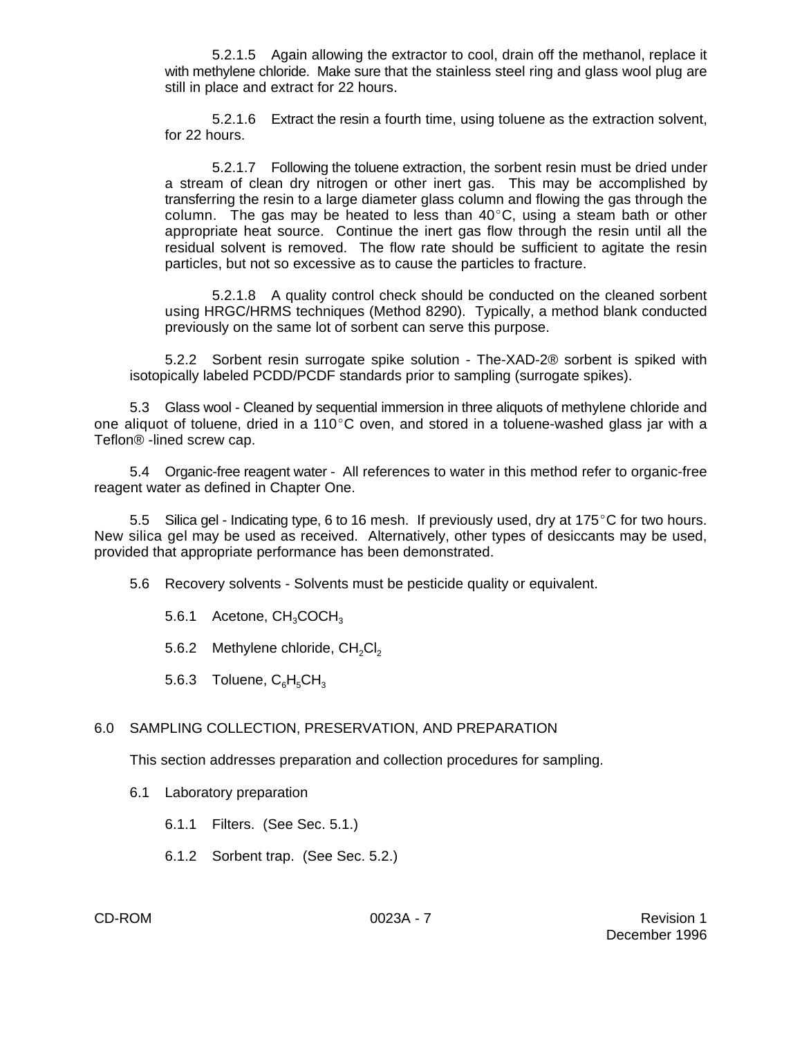5.2.1.5 Again allowing the extractor to cool, drain off the methanol, replace it with methylene chloride. Make sure that the stainless steel ring and glass wool plug are still in place and extract for 22 hours.

5.2.1.6 Extract the resin a fourth time, using toluene as the extraction solvent, for 22 hours.

5.2.1.7 Following the toluene extraction, the sorbent resin must be dried under a stream of clean dry nitrogen or other inert gas. This may be accomplished by transferring the resin to a large diameter glass column and flowing the gas through the column. The gas may be heated to less than 40°C, using a steam bath or other appropriate heat source. Continue the inert gas flow through the resin until all the residual solvent is removed. The flow rate should be sufficient to agitate the resin particles, but not so excessive as to cause the particles to fracture.

5.2.1.8 A quality control check should be conducted on the cleaned sorbent using HRGC/HRMS techniques (Method 8290). Typically, a method blank conducted previously on the same lot of sorbent can serve this purpose.

5.2.2 Sorbent resin surrogate spike solution - The-XAD-2® sorbent is spiked with isotopically labeled PCDD/PCDF standards prior to sampling (surrogate spikes).

5.3 Glass wool - Cleaned by sequential immersion in three aliquots of methylene chloride and one aliquot of toluene, dried in a 110°C oven, and stored in a toluene-washed glass jar with a Teflon® -lined screw cap.

5.4 Organic-free reagent water - All references to water in this method refer to organic-free reagent water as defined in Chapter One.

5.5 Silica gel - Indicating type, 6 to 16 mesh. If previously used, dry at 175°C for two hours. New silica gel may be used as received. Alternatively, other types of desiccants may be used, provided that appropriate performance has been demonstrated.

5.6 Recovery solvents - Solvents must be pesticide quality or equivalent.

5.6.1 Acetone, $CH_3COCH_3$

5.6.2 Methylene chloride, $CH_2Cl_2$

5.6.3 Toluene, $C_6H_5CH_3$

## 6.0 SAMPLING COLLECTION, PRESERVATION, AND PREPARATION

This section addresses preparation and collection procedures for sampling.

6.1 Laboratory preparation

6.1.1 Filters. (See Sec. 5.1.)

6.1.2 Sorbent trap. (See Sec. 5.2.)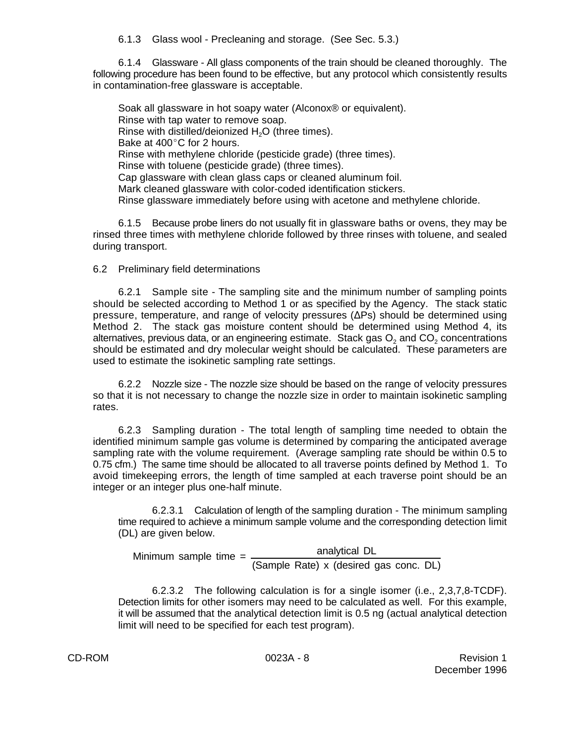6.1.3 Glass wool - Precleaning and storage. (See Sec. 5.3.)

6.1.4 Glassware - All glass components of the train should be cleaned thoroughly. The following procedure has been found to be effective, but any protocol which consistently results in contamination-free glassware is acceptable.

Soak all glassware in hot soapy water (Alconox® or equivalent).
Rinse with tap water to remove soap.
Rinse with distilled/deionized $H_2O$ (three times).
Bake at 400°C for 2 hours.
Rinse with methylene chloride (pesticide grade) (three times).
Rinse with toluene (pesticide grade) (three times).
Cap glassware with clean glass caps or cleaned aluminum foil.
Mark cleaned glassware with color-coded identification stickers.
Rinse glassware immediately before using with acetone and methylene chloride.

6.1.5 Because probe liners do not usually fit in glassware baths or ovens, they may be rinsed three times with methylene chloride followed by three rinses with toluene, and sealed during transport.

6.2 Preliminary field determinations

6.2.1 Sample site - The sampling site and the minimum number of sampling points should be selected according to Method 1 or as specified by the Agency. The stack static pressure, temperature, and range of velocity pressures (ΔPs) should be determined using Method 2. The stack gas moisture content should be determined using Method 4, its alternatives, previous data, or an engineering estimate. Stack gas $O_2$ and $CO_2$ concentrations should be estimated and dry molecular weight should be calculated. These parameters are used to estimate the isokinetic sampling rate settings.

6.2.2 Nozzle size - The nozzle size should be based on the range of velocity pressures so that it is not necessary to change the nozzle size in order to maintain isokinetic sampling rates.

6.2.3 Sampling duration - The total length of sampling time needed to obtain the identified minimum sample gas volume is determined by comparing the anticipated average sampling rate with the volume requirement. (Average sampling rate should be within 0.5 to 0.75 cfm.) The same time should be allocated to all traverse points defined by Method 1. To avoid timekeeping errors, the length of time sampled at each traverse point should be an integer or an integer plus one-half minute.

6.2.3.1 Calculation of length of the sampling duration - The minimum sampling time required to achieve a minimum sample volume and the corresponding detection limit (DL) are given below.

$$\text{Minimum sample time} = \frac{\text{analytical DL}}{\text{(Sample Rate) x (desired gas conc. DL)}}$$

6.2.3.2 The following calculation is for a single isomer (i.e., 2,3,7,8-TCDF). Detection limits for other isomers may need to be calculated as well. For this example, it will be assumed that the analytical detection limit is 0.5 ng (actual analytical detection limit will need to be specified for each test program).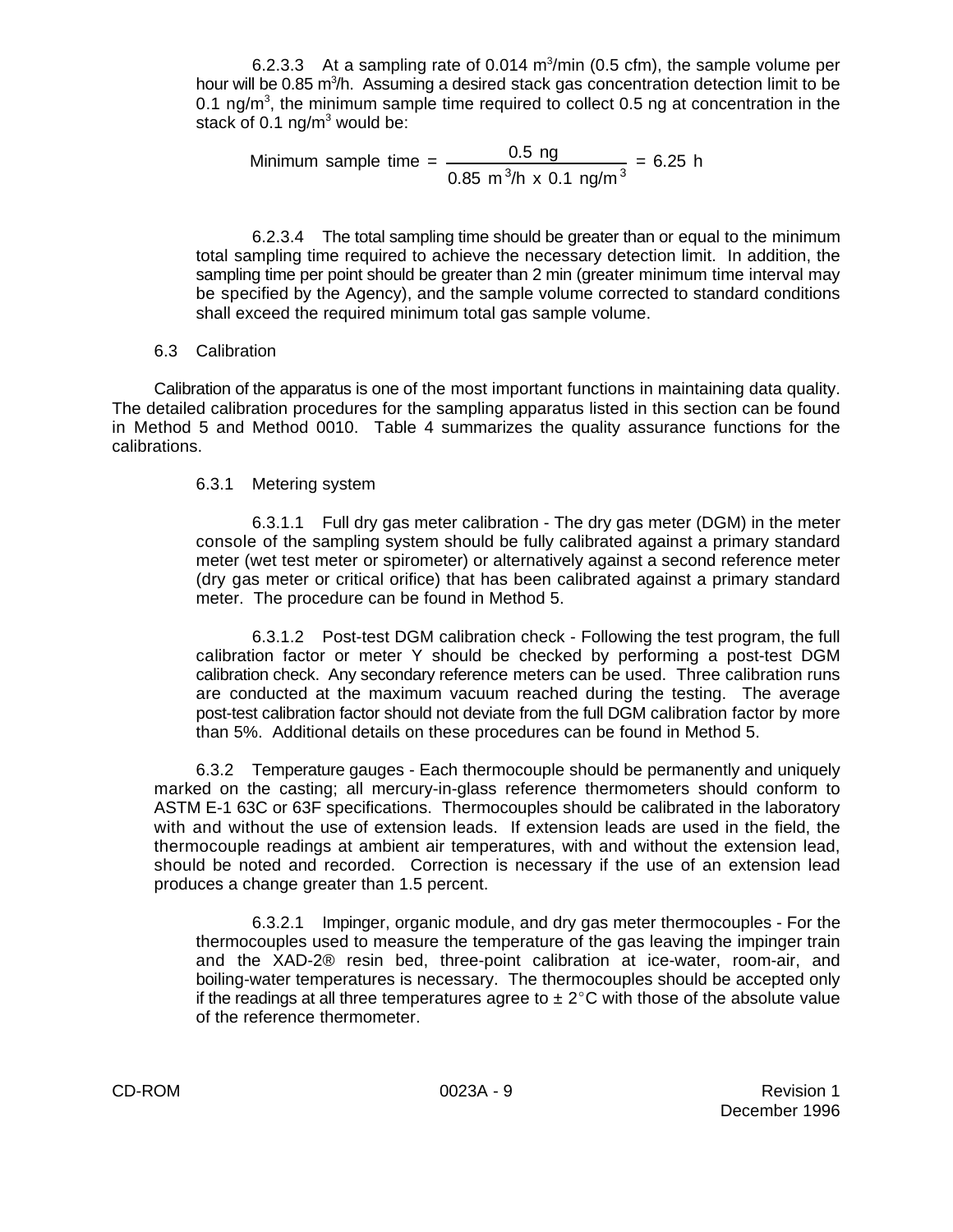6.2.3.3 At a sampling rate of 0.014 $m^3$/min (0.5 cfm), the sample volume per hour will be 0.85 $m^3$/h. Assuming a desired stack gas concentration detection limit to be 0.1 ng/$m^3$, the minimum sample time required to collect 0.5 ng at concentration in the stack of 0.1 ng/$m^3$ would be:

$$\text{Minimum sample time} = \frac{0.5 \text{ ng}}{0.85 \text{ m}^3\text{/h} \times 0.1 \text{ ng/m}^3} = 6.25 \text{ h}$$

6.2.3.4 The total sampling time should be greater than or equal to the minimum total sampling time required to achieve the necessary detection limit. In addition, the sampling time per point should be greater than 2 min (greater minimum time interval may be specified by the Agency), and the sample volume corrected to standard conditions shall exceed the required minimum total gas sample volume.

## 6.3 Calibration

Calibration of the apparatus is one of the most important functions in maintaining data quality. The detailed calibration procedures for the sampling apparatus listed in this section can be found in Method 5 and Method 0010. Table 4 summarizes the quality assurance functions for the calibrations.

### 6.3.1 Metering system

6.3.1.1 Full dry gas meter calibration - The dry gas meter (DGM) in the meter console of the sampling system should be fully calibrated against a primary standard meter (wet test meter or spirometer) or alternatively against a second reference meter (dry gas meter or critical orifice) that has been calibrated against a primary standard meter. The procedure can be found in Method 5.

6.3.1.2 Post-test DGM calibration check - Following the test program, the full calibration factor or meter Y should be checked by performing a post-test DGM calibration check. Any secondary reference meters can be used. Three calibration runs are conducted at the maximum vacuum reached during the testing. The average post-test calibration factor should not deviate from the full DGM calibration factor by more than 5%. Additional details on these procedures can be found in Method 5.

6.3.2 Temperature gauges - Each thermocouple should be permanently and uniquely marked on the casting; all mercury-in-glass reference thermometers should conform to ASTM E-1 63C or 63F specifications. Thermocouples should be calibrated in the laboratory with and without the use of extension leads. If extension leads are used in the field, the thermocouple readings at ambient air temperatures, with and without the extension lead, should be noted and recorded. Correction is necessary if the use of an extension lead produces a change greater than 1.5 percent.

6.3.2.1 Impinger, organic module, and dry gas meter thermocouples - For the thermocouples used to measure the temperature of the gas leaving the impinger train and the XAD-2® resin bed, three-point calibration at ice-water, room-air, and boiling-water temperatures is necessary. The thermocouples should be accepted only if the readings at all three temperatures agree to ± 2°C with those of the absolute value of the reference thermometer.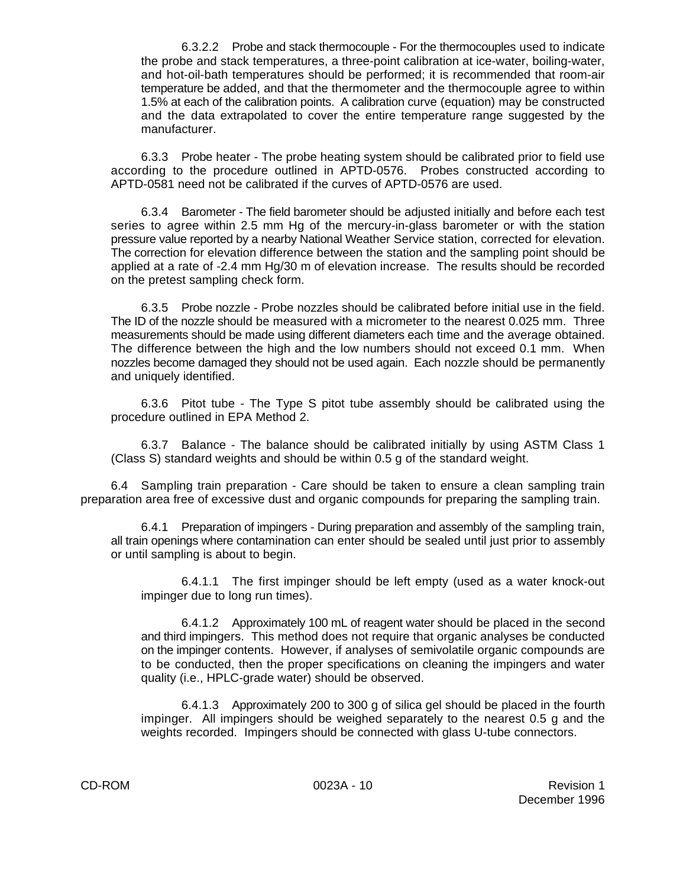6.3.2.2 Probe and stack thermocouple - For the thermocouples used to indicate the probe and stack temperatures, a three-point calibration at ice-water, boiling-water, and hot-oil-bath temperatures should be performed; it is recommended that room-air temperature be added, and that the thermometer and the thermocouple agree to within 1.5% at each of the calibration points. A calibration curve (equation) may be constructed and the data extrapolated to cover the entire temperature range suggested by the manufacturer.

6.3.3 Probe heater - The probe heating system should be calibrated prior to field use according to the procedure outlined in APTD-0576. Probes constructed according to APTD-0581 need not be calibrated if the curves of APTD-0576 are used.

6.3.4 Barometer - The field barometer should be adjusted initially and before each test series to agree within 2.5 mm Hg of the mercury-in-glass barometer or with the station pressure value reported by a nearby National Weather Service station, corrected for elevation. The correction for elevation difference between the station and the sampling point should be applied at a rate of -2.4 mm Hg/30 m of elevation increase. The results should be recorded on the pretest sampling check form.

6.3.5 Probe nozzle - Probe nozzles should be calibrated before initial use in the field. The ID of the nozzle should be measured with a micrometer to the nearest 0.025 mm. Three measurements should be made using different diameters each time and the average obtained. The difference between the high and the low numbers should not exceed 0.1 mm. When nozzles become damaged they should not be used again. Each nozzle should be permanently and uniquely identified.

6.3.6 Pitot tube - The Type S pitot tube assembly should be calibrated using the procedure outlined in EPA Method 2.

6.3.7 Balance - The balance should be calibrated initially by using ASTM Class 1 (Class S) standard weights and should be within 0.5 g of the standard weight.

6.4 Sampling train preparation - Care should be taken to ensure a clean sampling train preparation area free of excessive dust and organic compounds for preparing the sampling train.

6.4.1 Preparation of impingers - During preparation and assembly of the sampling train, all train openings where contamination can enter should be sealed until just prior to assembly or until sampling is about to begin.

6.4.1.1 The first impinger should be left empty (used as a water knock-out impinger due to long run times).

6.4.1.2 Approximately 100 mL of reagent water should be placed in the second and third impingers. This method does not require that organic analyses be conducted on the impinger contents. However, if analyses of semivolatile organic compounds are to be conducted, then the proper specifications on cleaning the impingers and water quality (i.e., HPLC-grade water) should be observed.

6.4.1.3 Approximately 200 to 300 g of silica gel should be placed in the fourth impinger. All impingers should be weighed separately to the nearest 0.5 g and the weights recorded. Impingers should be connected with glass U-tube connectors.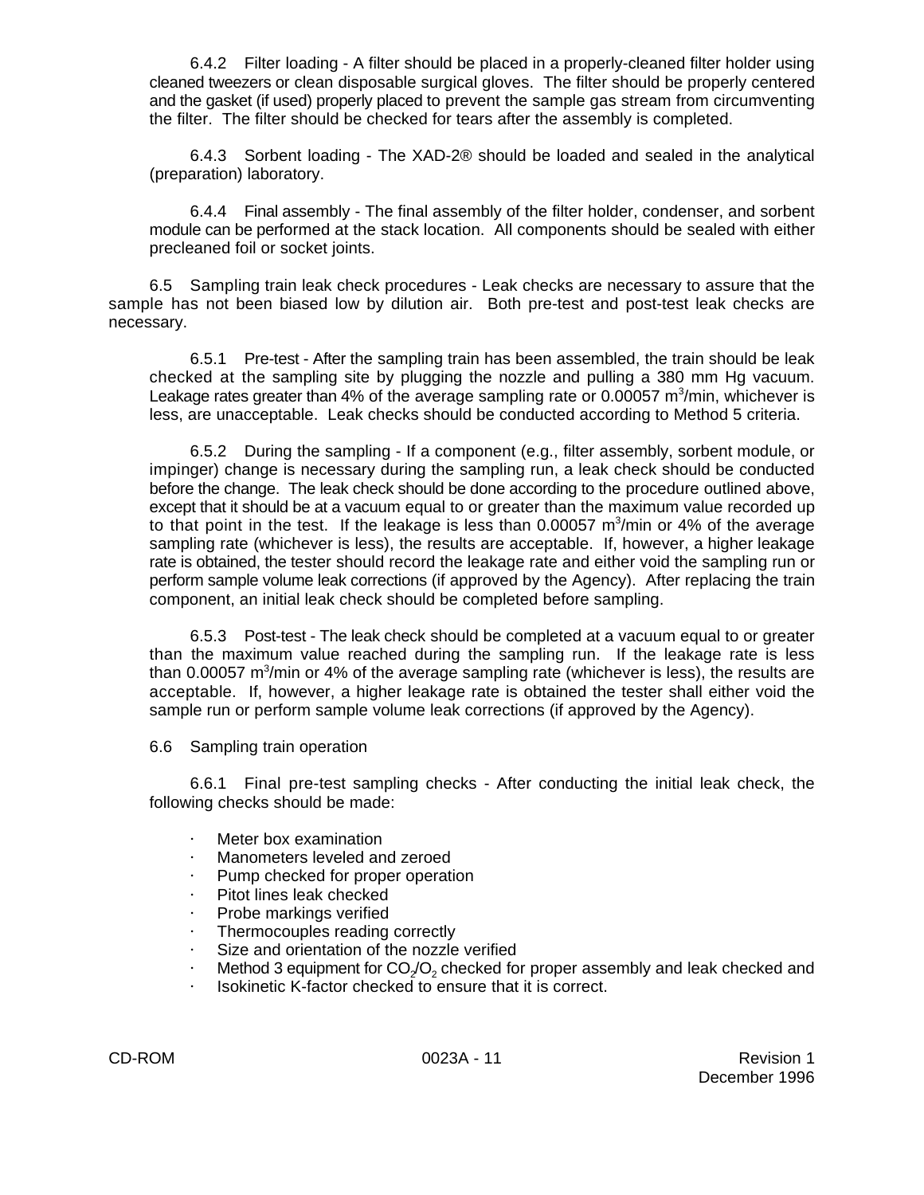6.4.2 Filter loading - A filter should be placed in a properly-cleaned filter holder using cleaned tweezers or clean disposable surgical gloves. The filter should be properly centered and the gasket (if used) properly placed to prevent the sample gas stream from circumventing the filter. The filter should be checked for tears after the assembly is completed.

6.4.3 Sorbent loading - The XAD-2® should be loaded and sealed in the analytical (preparation) laboratory.

6.4.4 Final assembly - The final assembly of the filter holder, condenser, and sorbent module can be performed at the stack location. All components should be sealed with either precleaned foil or socket joints.

6.5 Sampling train leak check procedures - Leak checks are necessary to assure that the sample has not been biased low by dilution air. Both pre-test and post-test leak checks are necessary.

6.5.1 Pre-test - After the sampling train has been assembled, the train should be leak checked at the sampling site by plugging the nozzle and pulling a 380 mm Hg vacuum. Leakage rates greater than 4% of the average sampling rate or 0.00057 $m^3$/min, whichever is less, are unacceptable. Leak checks should be conducted according to Method 5 criteria.

6.5.2 During the sampling - If a component (e.g., filter assembly, sorbent module, or impinger) change is necessary during the sampling run, a leak check should be conducted before the change. The leak check should be done according to the procedure outlined above, except that it should be at a vacuum equal to or greater than the maximum value recorded up to that point in the test. If the leakage is less than 0.00057 $m^3$/min or 4% of the average sampling rate (whichever is less), the results are acceptable. If, however, a higher leakage rate is obtained, the tester should record the leakage rate and either void the sampling run or perform sample volume leak corrections (if approved by the Agency). After replacing the train component, an initial leak check should be completed before sampling.

6.5.3 Post-test - The leak check should be completed at a vacuum equal to or greater than the maximum value reached during the sampling run. If the leakage rate is less than 0.00057 $m^3$/min or 4% of the average sampling rate (whichever is less), the results are acceptable. If, however, a higher leakage rate is obtained the tester shall either void the sample run or perform sample volume leak corrections (if approved by the Agency).

6.6 Sampling train operation

6.6.1 Final pre-test sampling checks - After conducting the initial leak check, the following checks should be made:

- Meter box examination
- Manometers leveled and zeroed
- Pump checked for proper operation
- Pitot lines leak checked
- Probe markings verified
- Thermocouples reading correctly
- Size and orientation of the nozzle verified
- Method 3 equipment for $CO_2$/$O_2$ checked for proper assembly and leak checked and
- Isokinetic K-factor checked to ensure that it is correct.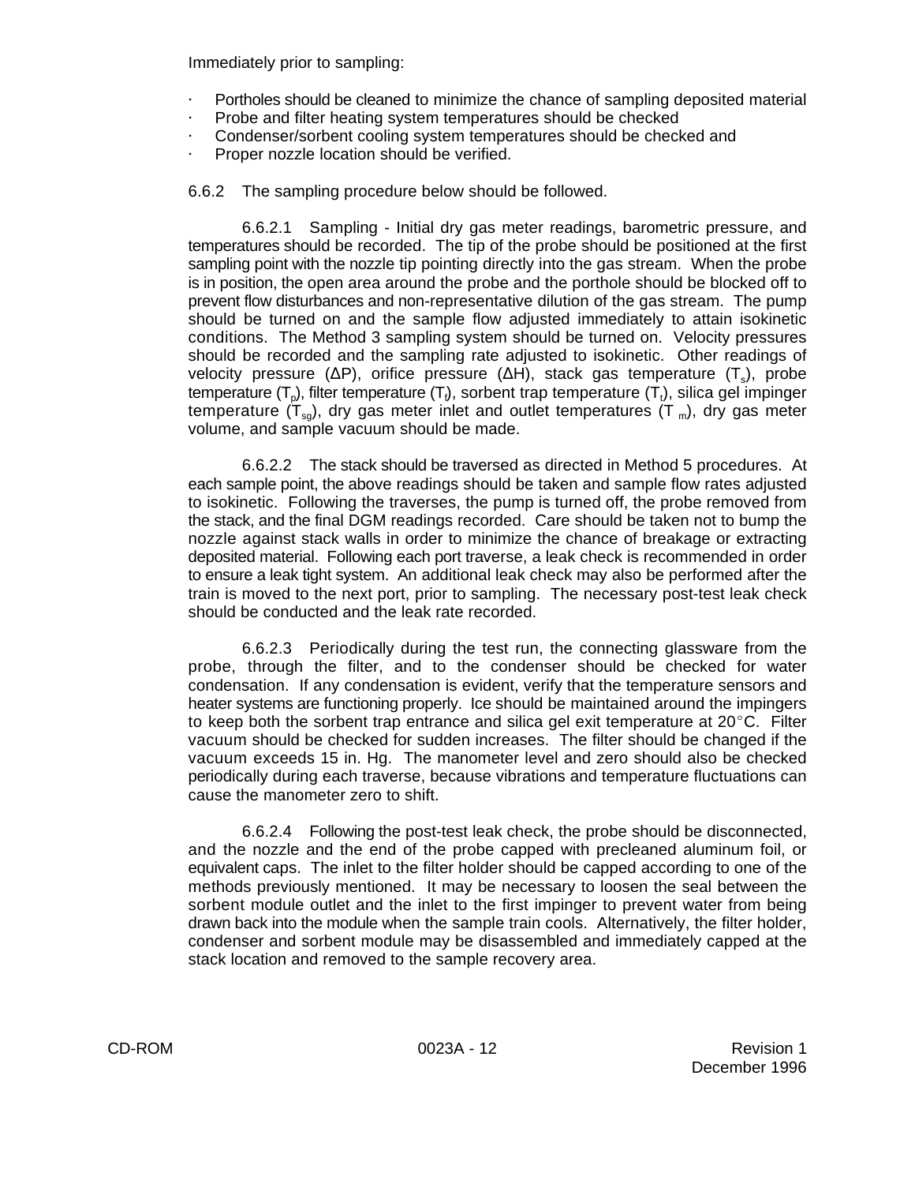Immediately prior to sampling:

- Portholes should be cleaned to minimize the chance of sampling deposited material
- Probe and filter heating system temperatures should be checked
- Condenser/sorbent cooling system temperatures should be checked and
- Proper nozzle location should be verified.

6.6.2 The sampling procedure below should be followed.

6.6.2.1 Sampling - Initial dry gas meter readings, barometric pressure, and temperatures should be recorded. The tip of the probe should be positioned at the first sampling point with the nozzle tip pointing directly into the gas stream. When the probe is in position, the open area around the probe and the porthole should be blocked off to prevent flow disturbances and non-representative dilution of the gas stream. The pump should be turned on and the sample flow adjusted immediately to attain isokinetic conditions. The Method 3 sampling system should be turned on. Velocity pressures should be recorded and the sampling rate adjusted to isokinetic. Other readings of velocity pressure ($\Delta P$), orifice pressure ($\Delta H$), stack gas temperature ($T_s$), probe temperature ($T_p$), filter temperature ($T_f$), sorbent trap temperature ($T_t$), silica gel impinger temperature ($T_{sg}$), dry gas meter inlet and outlet temperatures ($T_m$), dry gas meter volume, and sample vacuum should be made.

6.6.2.2 The stack should be traversed as directed in Method 5 procedures. At each sample point, the above readings should be taken and sample flow rates adjusted to isokinetic. Following the traverses, the pump is turned off, the probe removed from the stack, and the final DGM readings recorded. Care should be taken not to bump the nozzle against stack walls in order to minimize the chance of breakage or extracting deposited material. Following each port traverse, a leak check is recommended in order to ensure a leak tight system. An additional leak check may also be performed after the train is moved to the next port, prior to sampling. The necessary post-test leak check should be conducted and the leak rate recorded.

6.6.2.3 Periodically during the test run, the connecting glassware from the probe, through the filter, and to the condenser should be checked for water condensation. If any condensation is evident, verify that the temperature sensors and heater systems are functioning properly. Ice should be maintained around the impingers to keep both the sorbent trap entrance and silica gel exit temperature at 20°C. Filter vacuum should be checked for sudden increases. The filter should be changed if the vacuum exceeds 15 in. Hg. The manometer level and zero should also be checked periodically during each traverse, because vibrations and temperature fluctuations can cause the manometer zero to shift.

6.6.2.4 Following the post-test leak check, the probe should be disconnected, and the nozzle and the end of the probe capped with precleaned aluminum foil, or equivalent caps. The inlet to the filter holder should be capped according to one of the methods previously mentioned. It may be necessary to loosen the seal between the sorbent module outlet and the inlet to the first impinger to prevent water from being drawn back into the module when the sample train cools. Alternatively, the filter holder, condenser and sorbent module may be disassembled and immediately capped at the stack location and removed to the sample recovery area.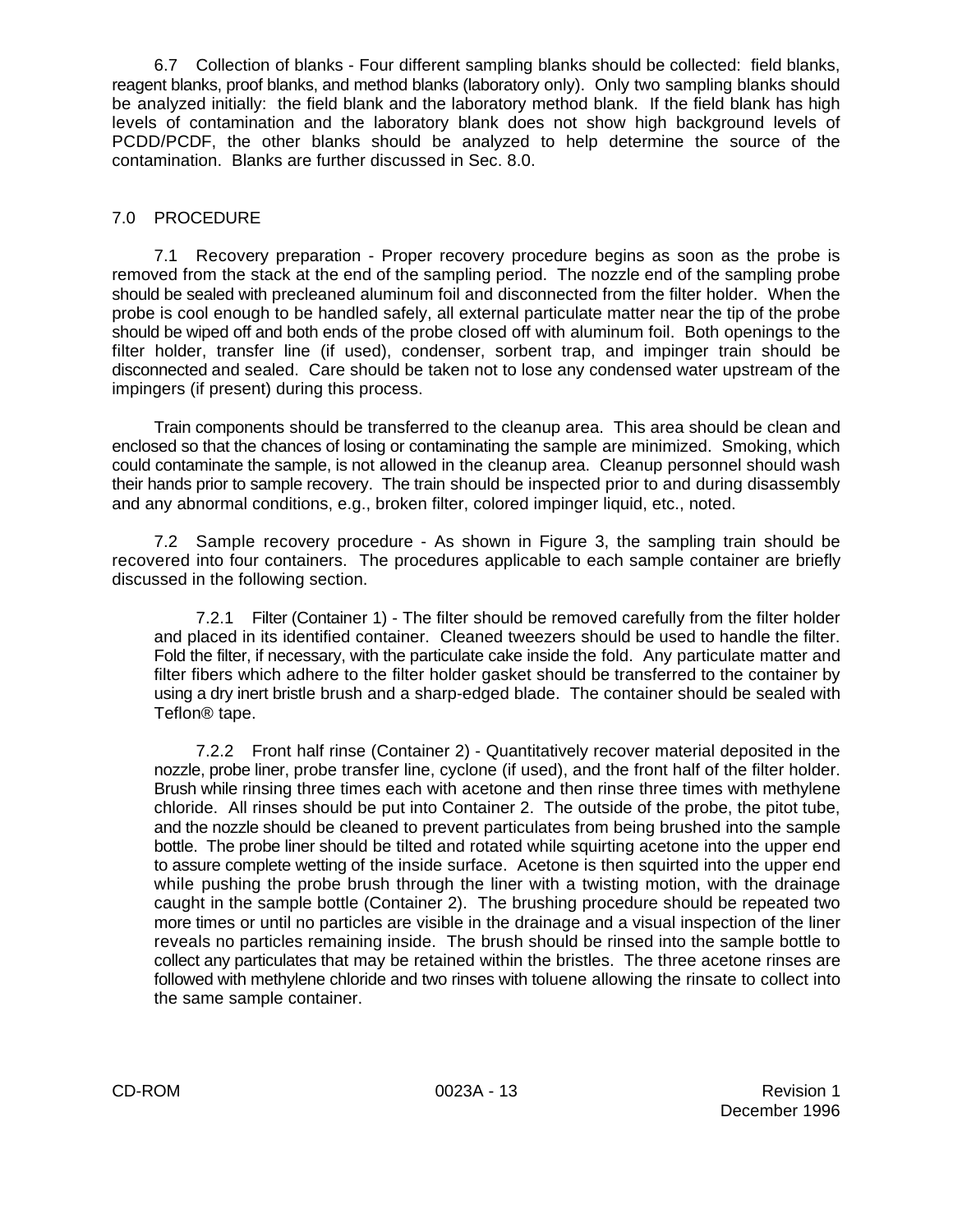6.7 Collection of blanks - Four different sampling blanks should be collected: field blanks, reagent blanks, proof blanks, and method blanks (laboratory only). Only two sampling blanks should be analyzed initially: the field blank and the laboratory method blank. If the field blank has high levels of contamination and the laboratory blank does not show high background levels of PCDD/PCDF, the other blanks should be analyzed to help determine the source of the contamination. Blanks are further discussed in Sec. 8.0.

## 7.0 PROCEDURE

7.1 Recovery preparation - Proper recovery procedure begins as soon as the probe is removed from the stack at the end of the sampling period. The nozzle end of the sampling probe should be sealed with precleaned aluminum foil and disconnected from the filter holder. When the probe is cool enough to be handled safely, all external particulate matter near the tip of the probe should be wiped off and both ends of the probe closed off with aluminum foil. Both openings to the filter holder, transfer line (if used), condenser, sorbent trap, and impinger train should be disconnected and sealed. Care should be taken not to lose any condensed water upstream of the impingers (if present) during this process.

Train components should be transferred to the cleanup area. This area should be clean and enclosed so that the chances of losing or contaminating the sample are minimized. Smoking, which could contaminate the sample, is not allowed in the cleanup area. Cleanup personnel should wash their hands prior to sample recovery. The train should be inspected prior to and during disassembly and any abnormal conditions, e.g., broken filter, colored impinger liquid, etc., noted.

7.2 Sample recovery procedure - As shown in Figure 3, the sampling train should be recovered into four containers. The procedures applicable to each sample container are briefly discussed in the following section.

7.2.1 Filter (Container 1) - The filter should be removed carefully from the filter holder and placed in its identified container. Cleaned tweezers should be used to handle the filter. Fold the filter, if necessary, with the particulate cake inside the fold. Any particulate matter and filter fibers which adhere to the filter holder gasket should be transferred to the container by using a dry inert bristle brush and a sharp-edged blade. The container should be sealed with Teflon® tape.

7.2.2 Front half rinse (Container 2) - Quantitatively recover material deposited in the nozzle, probe liner, probe transfer line, cyclone (if used), and the front half of the filter holder. Brush while rinsing three times each with acetone and then rinse three times with methylene chloride. All rinses should be put into Container 2. The outside of the probe, the pitot tube, and the nozzle should be cleaned to prevent particulates from being brushed into the sample bottle. The probe liner should be tilted and rotated while squirting acetone into the upper end to assure complete wetting of the inside surface. Acetone is then squirted into the upper end while pushing the probe brush through the liner with a twisting motion, with the drainage caught in the sample bottle (Container 2). The brushing procedure should be repeated two more times or until no particles are visible in the drainage and a visual inspection of the liner reveals no particles remaining inside. The brush should be rinsed into the sample bottle to collect any particulates that may be retained within the bristles. The three acetone rinses are followed with methylene chloride and two rinses with toluene allowing the rinsate to collect into the same sample container.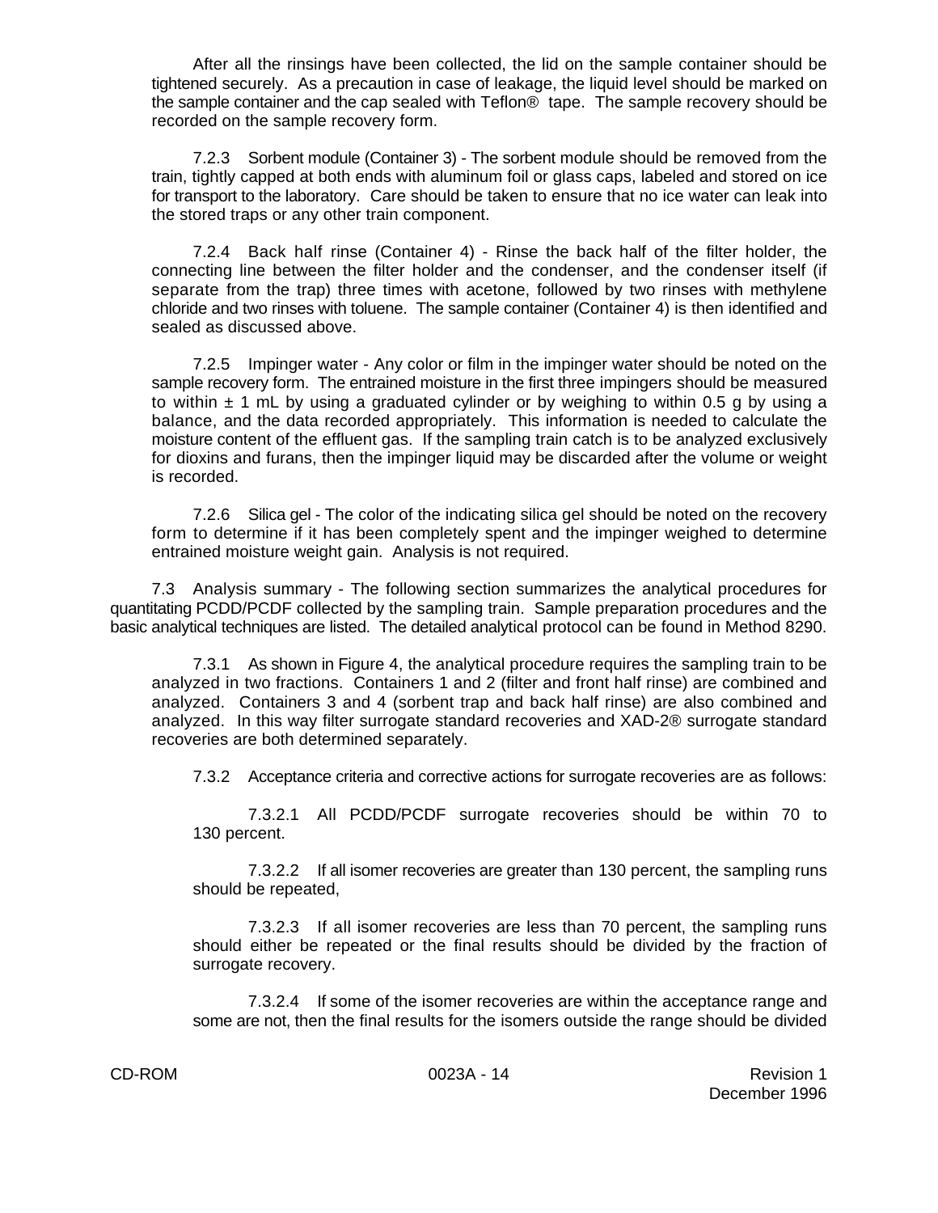After all the rinsings have been collected, the lid on the sample container should be tightened securely. As a precaution in case of leakage, the liquid level should be marked on the sample container and the cap sealed with Teflon® tape. The sample recovery should be recorded on the sample recovery form.

7.2.3 Sorbent module (Container 3) - The sorbent module should be removed from the train, tightly capped at both ends with aluminum foil or glass caps, labeled and stored on ice for transport to the laboratory. Care should be taken to ensure that no ice water can leak into the stored traps or any other train component.

7.2.4 Back half rinse (Container 4) - Rinse the back half of the filter holder, the connecting line between the filter holder and the condenser, and the condenser itself (if separate from the trap) three times with acetone, followed by two rinses with methylene chloride and two rinses with toluene. The sample container (Container 4) is then identified and sealed as discussed above.

7.2.5 Impinger water - Any color or film in the impinger water should be noted on the sample recovery form. The entrained moisture in the first three impingers should be measured to within ± 1 mL by using a graduated cylinder or by weighing to within 0.5 g by using a balance, and the data recorded appropriately. This information is needed to calculate the moisture content of the effluent gas. If the sampling train catch is to be analyzed exclusively for dioxins and furans, then the impinger liquid may be discarded after the volume or weight is recorded.

7.2.6 Silica gel - The color of the indicating silica gel should be noted on the recovery form to determine if it has been completely spent and the impinger weighed to determine entrained moisture weight gain. Analysis is not required.

7.3 Analysis summary - The following section summarizes the analytical procedures for quantitating PCDD/PCDF collected by the sampling train. Sample preparation procedures and the basic analytical techniques are listed. The detailed analytical protocol can be found in Method 8290.

7.3.1 As shown in Figure 4, the analytical procedure requires the sampling train to be analyzed in two fractions. Containers 1 and 2 (filter and front half rinse) are combined and analyzed. Containers 3 and 4 (sorbent trap and back half rinse) are also combined and analyzed. In this way filter surrogate standard recoveries and XAD-2® surrogate standard recoveries are both determined separately.

7.3.2 Acceptance criteria and corrective actions for surrogate recoveries are as follows:

7.3.2.1 All PCDD/PCDF surrogate recoveries should be within 70 to 130 percent.

7.3.2.2 If all isomer recoveries are greater than 130 percent, the sampling runs should be repeated,

7.3.2.3 If all isomer recoveries are less than 70 percent, the sampling runs should either be repeated or the final results should be divided by the fraction of surrogate recovery.

7.3.2.4 If some of the isomer recoveries are within the acceptance range and some are not, then the final results for the isomers outside the range should be divided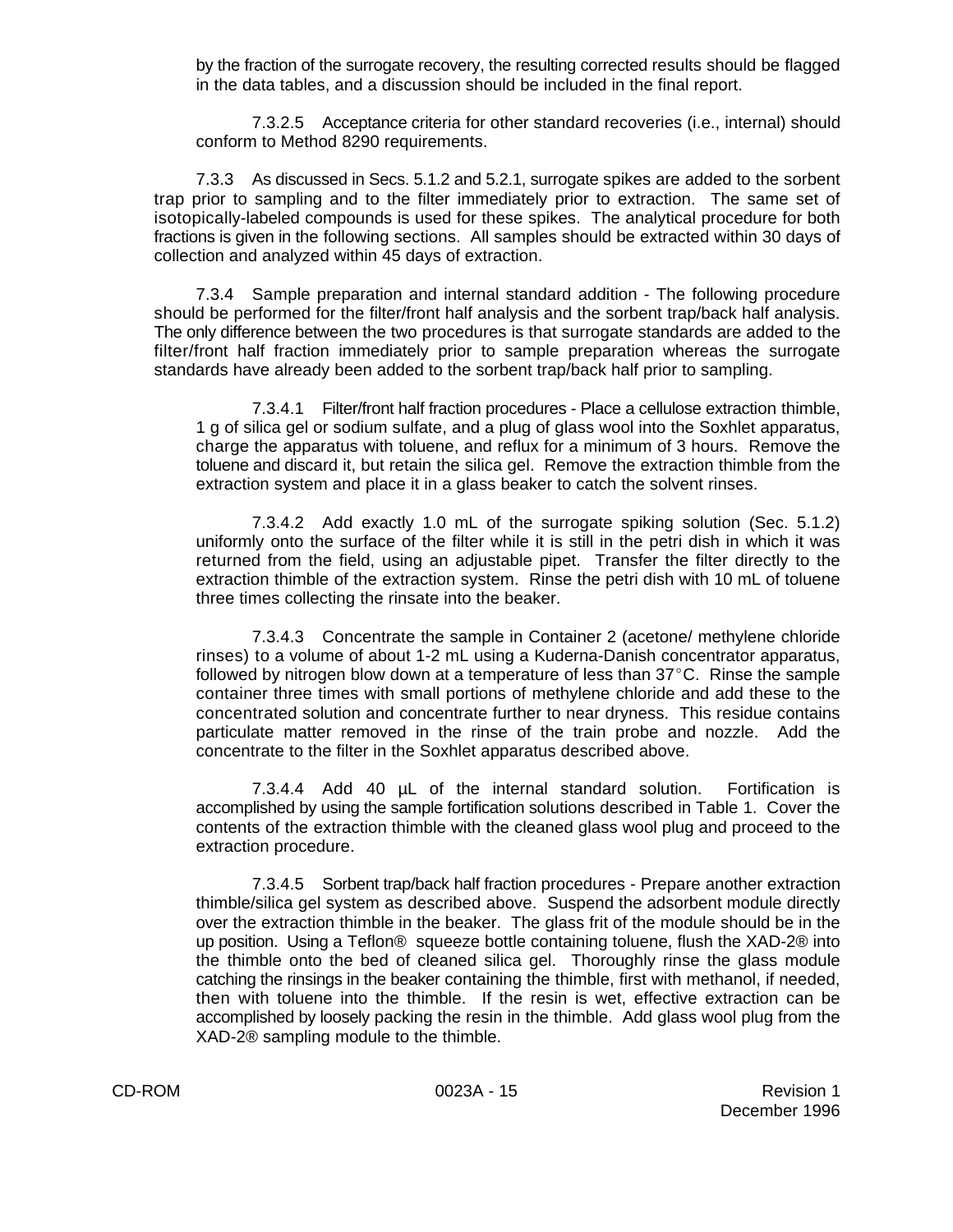by the fraction of the surrogate recovery, the resulting corrected results should be flagged in the data tables, and a discussion should be included in the final report.

7.3.2.5 Acceptance criteria for other standard recoveries (i.e., internal) should conform to Method 8290 requirements.

7.3.3 As discussed in Secs. 5.1.2 and 5.2.1, surrogate spikes are added to the sorbent trap prior to sampling and to the filter immediately prior to extraction. The same set of isotopically-labeled compounds is used for these spikes. The analytical procedure for both fractions is given in the following sections. All samples should be extracted within 30 days of collection and analyzed within 45 days of extraction.

7.3.4 Sample preparation and internal standard addition - The following procedure should be performed for the filter/front half analysis and the sorbent trap/back half analysis. The only difference between the two procedures is that surrogate standards are added to the filter/front half fraction immediately prior to sample preparation whereas the surrogate standards have already been added to the sorbent trap/back half prior to sampling.

7.3.4.1 Filter/front half fraction procedures - Place a cellulose extraction thimble, 1 g of silica gel or sodium sulfate, and a plug of glass wool into the Soxhlet apparatus, charge the apparatus with toluene, and reflux for a minimum of 3 hours. Remove the toluene and discard it, but retain the silica gel. Remove the extraction thimble from the extraction system and place it in a glass beaker to catch the solvent rinses.

7.3.4.2 Add exactly 1.0 mL of the surrogate spiking solution (Sec. 5.1.2) uniformly onto the surface of the filter while it is still in the petri dish in which it was returned from the field, using an adjustable pipet. Transfer the filter directly to the extraction thimble of the extraction system. Rinse the petri dish with 10 mL of toluene three times collecting the rinsate into the beaker.

7.3.4.3 Concentrate the sample in Container 2 (acetone/ methylene chloride rinses) to a volume of about 1-2 mL using a Kuderna-Danish concentrator apparatus, followed by nitrogen blow down at a temperature of less than 37°C. Rinse the sample container three times with small portions of methylene chloride and add these to the concentrated solution and concentrate further to near dryness. This residue contains particulate matter removed in the rinse of the train probe and nozzle. Add the concentrate to the filter in the Soxhlet apparatus described above.

7.3.4.4 Add 40 µL of the internal standard solution. Fortification is accomplished by using the sample fortification solutions described in Table 1. Cover the contents of the extraction thimble with the cleaned glass wool plug and proceed to the extraction procedure.

7.3.4.5 Sorbent trap/back half fraction procedures - Prepare another extraction thimble/silica gel system as described above. Suspend the adsorbent module directly over the extraction thimble in the beaker. The glass frit of the module should be in the up position. Using a Teflon® squeeze bottle containing toluene, flush the XAD-2® into the thimble onto the bed of cleaned silica gel. Thoroughly rinse the glass module catching the rinsings in the beaker containing the thimble, first with methanol, if needed, then with toluene into the thimble. If the resin is wet, effective extraction can be accomplished by loosely packing the resin in the thimble. Add glass wool plug from the XAD-2® sampling module to the thimble.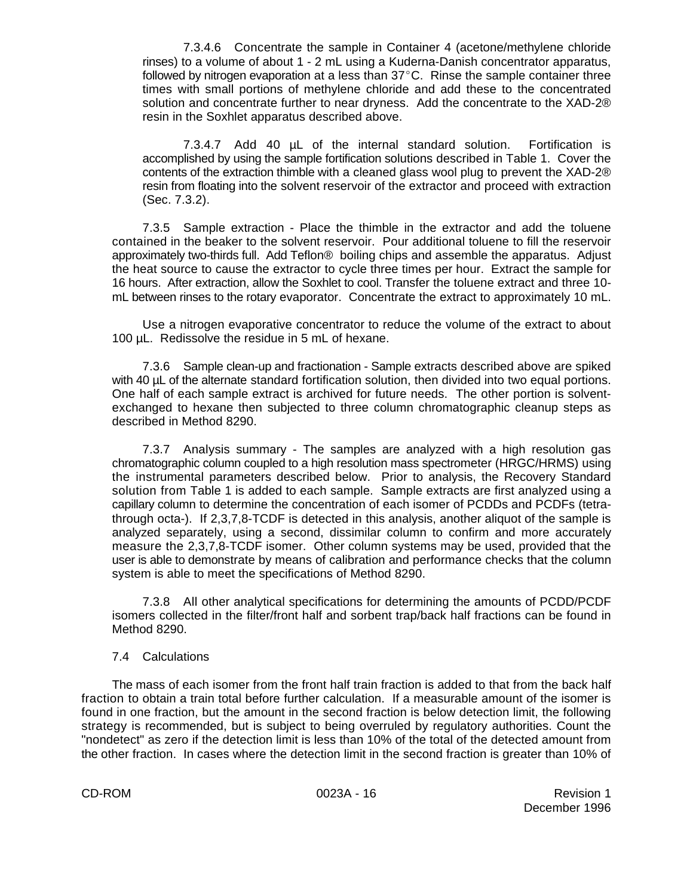7.3.4.6 Concentrate the sample in Container 4 (acetone/methylene chloride rinses) to a volume of about 1 - 2 mL using a Kuderna-Danish concentrator apparatus, followed by nitrogen evaporation at a less than 37°C. Rinse the sample container three times with small portions of methylene chloride and add these to the concentrated solution and concentrate further to near dryness. Add the concentrate to the XAD-2® resin in the Soxhlet apparatus described above.

7.3.4.7 Add 40 µL of the internal standard solution. Fortification is accomplished by using the sample fortification solutions described in Table 1. Cover the contents of the extraction thimble with a cleaned glass wool plug to prevent the XAD-2® resin from floating into the solvent reservoir of the extractor and proceed with extraction (Sec. 7.3.2).

7.3.5 Sample extraction - Place the thimble in the extractor and add the toluene contained in the beaker to the solvent reservoir. Pour additional toluene to fill the reservoir approximately two-thirds full. Add Teflon® boiling chips and assemble the apparatus. Adjust the heat source to cause the extractor to cycle three times per hour. Extract the sample for 16 hours. After extraction, allow the Soxhlet to cool. Transfer the toluene extract and three 10-mL between rinses to the rotary evaporator. Concentrate the extract to approximately 10 mL.

Use a nitrogen evaporative concentrator to reduce the volume of the extract to about 100 µL. Redissolve the residue in 5 mL of hexane.

7.3.6 Sample clean-up and fractionation - Sample extracts described above are spiked with 40 µL of the alternate standard fortification solution, then divided into two equal portions. One half of each sample extract is archived for future needs. The other portion is solvent-exchanged to hexane then subjected to three column chromatographic cleanup steps as described in Method 8290.

7.3.7 Analysis summary - The samples are analyzed with a high resolution gas chromatographic column coupled to a high resolution mass spectrometer (HRGC/HRMS) using the instrumental parameters described below. Prior to analysis, the Recovery Standard solution from Table 1 is added to each sample. Sample extracts are first analyzed using a capillary column to determine the concentration of each isomer of PCDDs and PCDFs (tetra- through octa-). If 2,3,7,8-TCDF is detected in this analysis, another aliquot of the sample is analyzed separately, using a second, dissimilar column to confirm and more accurately measure the 2,3,7,8-TCDF isomer. Other column systems may be used, provided that the user is able to demonstrate by means of calibration and performance checks that the column system is able to meet the specifications of Method 8290.

7.3.8 All other analytical specifications for determining the amounts of PCDD/PCDF isomers collected in the filter/front half and sorbent trap/back half fractions can be found in Method 8290.

7.4 Calculations

The mass of each isomer from the front half train fraction is added to that from the back half fraction to obtain a train total before further calculation. If a measurable amount of the isomer is found in one fraction, but the amount in the second fraction is below detection limit, the following strategy is recommended, but is subject to being overruled by regulatory authorities. Count the "nondetect" as zero if the detection limit is less than 10% of the total of the detected amount from the other fraction. In cases where the detection limit in the second fraction is greater than 10% of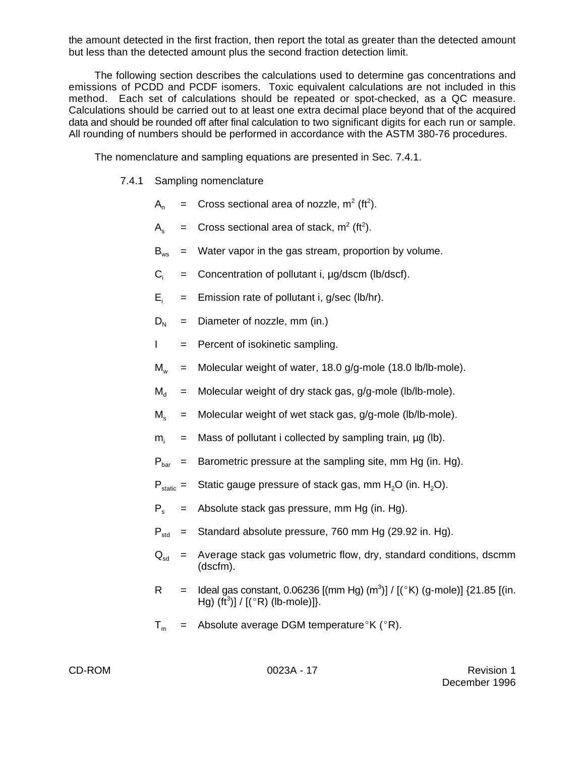the amount detected in the first fraction, then report the total as greater than the detected amount but less than the detected amount plus the second fraction detection limit.

The following section describes the calculations used to determine gas concentrations and emissions of PCDD and PCDF isomers. Toxic equivalent calculations are not included in this method. Each set of calculations should be repeated or spot-checked, as a QC measure. Calculations should be carried out to at least one extra decimal place beyond that of the acquired data and should be rounded off after final calculation to two significant digits for each run or sample. All rounding of numbers should be performed in accordance with the ASTM 380-76 procedures.

The nomenclature and sampling equations are presented in Sec. 7.4.1.

7.4.1 Sampling nomenclature

$A_n$ = Cross sectional area of nozzle, $m^2$ ($ft^2$).

$A_s$ = Cross sectional area of stack, $m^2$ ($ft^2$).

$B_{ws}$ = Water vapor in the gas stream, proportion by volume.

$C_i$ = Concentration of pollutant i, µg/dscm (lb/dscf).

$E_i$ = Emission rate of pollutant i, g/sec (lb/hr).

$D_N$ = Diameter of nozzle, mm (in.)

$I$ = Percent of isokinetic sampling.

$M_w$ = Molecular weight of water, 18.0 g/g-mole (18.0 lb/lb-mole).

$M_d$ = Molecular weight of dry stack gas, g/g-mole (lb/lb-mole).

$M_s$ = Molecular weight of wet stack gas, g/g-mole (lb/lb-mole).

$m_i$ = Mass of pollutant i collected by sampling train, µg (lb).

$P_{bar}$ = Barometric pressure at the sampling site, mm Hg (in. Hg).

$P_{static}$ = Static gauge pressure of stack gas, mm $H_2O$ (in. $H_2O$).

$P_s$ = Absolute stack gas pressure, mm Hg (in. Hg).

$P_{std}$ = Standard absolute pressure, 760 mm Hg (29.92 in. Hg).

$Q_{sd}$ = Average stack gas volumetric flow, dry, standard conditions, dscmm (dscfm).

$R$ = Ideal gas constant, 0.06236 [(mm Hg) ($m^3$)] / [(°K) (g-mole)] {21.85 [(in. Hg) ($ft^3$)] / [(°R) (lb-mole)]}.

$T_m$ = Absolute average DGM temperature°K (°R).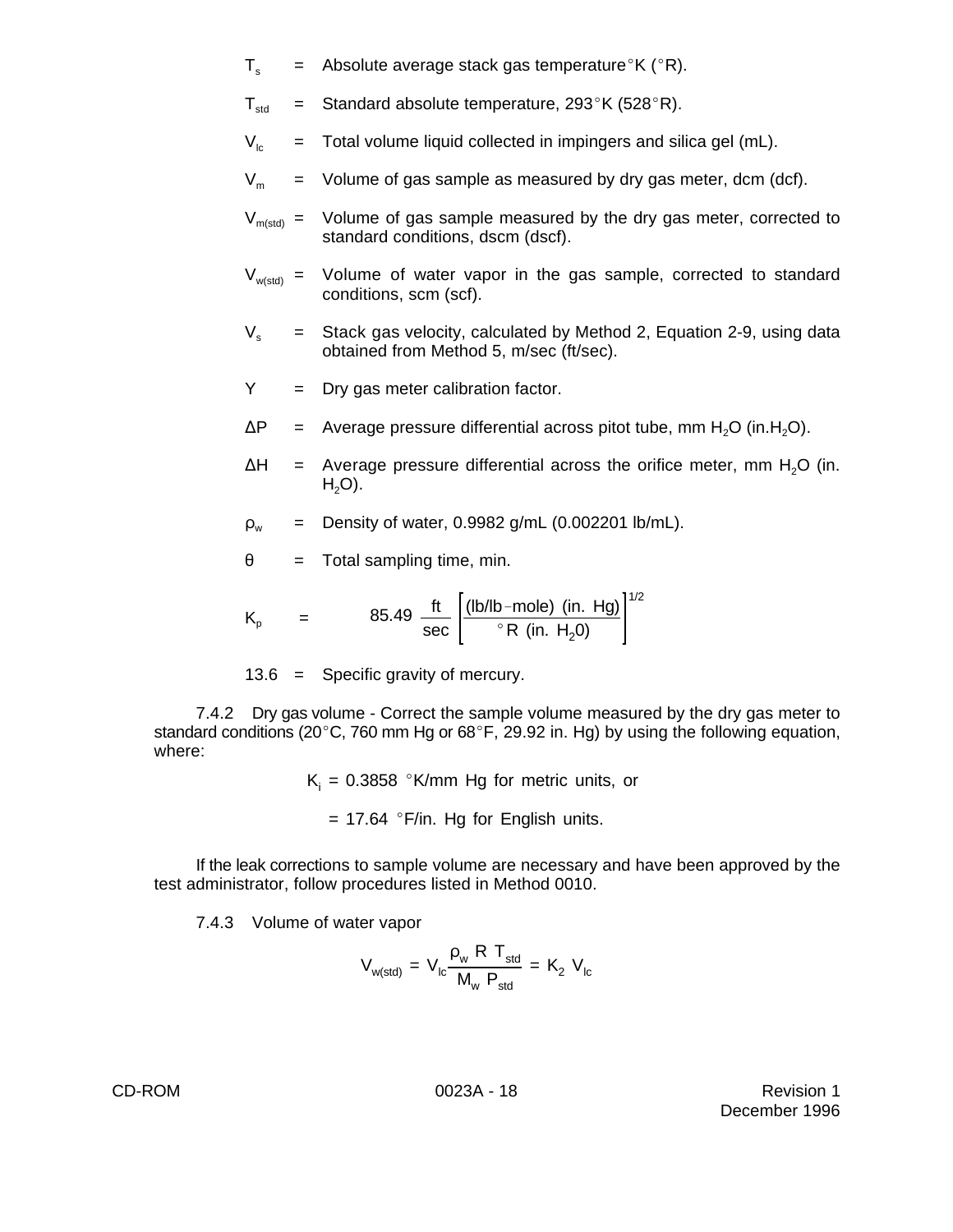$T_s$ = Absolute average stack gas temperature °K (°R).

$T_{std}$ = Standard absolute temperature, 293°K (528°R).

$V_{lc}$ = Total volume liquid collected in impingers and silica gel (mL).

$V_m$ = Volume of gas sample as measured by dry gas meter, dcm (dcf).

$V_{m(std)}$ = Volume of gas sample measured by the dry gas meter, corrected to standard conditions, dscm (dscf).

$V_{w(std)}$ = Volume of water vapor in the gas sample, corrected to standard conditions, scm (scf).

$V_s$ = Stack gas velocity, calculated by Method 2, Equation 2-9, using data obtained from Method 5, m/sec (ft/sec).

Y = Dry gas meter calibration factor.

ΔP = Average pressure differential across pitot tube, mm $H_2O$ (in.$H_2O$).

ΔH = Average pressure differential across the orifice meter, mm $H_2O$ (in. $H_2O$).

$\rho_w$ = Density of water, 0.9982 g/mL (0.002201 lb/mL).

θ = Total sampling time, min.

$$K_p = 85.49 \ \frac{ft}{sec} \left[ \frac{(lb/lb\text{-}mole) \ (in. \ Hg)}{{}^\circ R \ (in. \ H_2 0)} \right]^{1/2}$$

13.6 = Specific gravity of mercury.

7.4.2 Dry gas volume - Correct the sample volume measured by the dry gas meter to standard conditions (20°C, 760 mm Hg or 68°F, 29.92 in. Hg) by using the following equation, where:

$$K_i = 0.3858 \ {}^\circ K/mm \ Hg \text{ for metric units, or}$$

$$= 17.64 \ {}^\circ F/in. \ Hg \text{ for English units.}$$

If the leak corrections to sample volume are necessary and have been approved by the test administrator, follow procedures listed in Method 0010.

7.4.3 Volume of water vapor

$$V_{w(std)} = V_{lc} \frac{\rho_w \ R \ T_{std}}{M_w \ P_{std}} = K_2 \ V_{lc}$$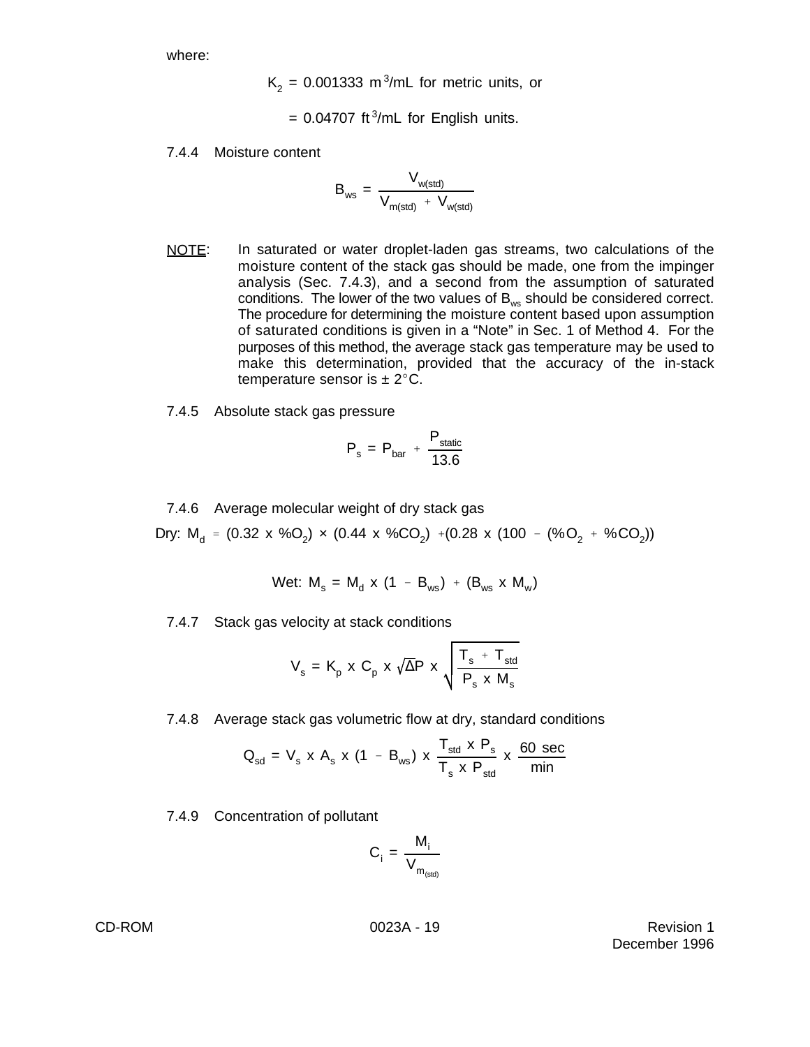where:

$$K_2 = 0.001333 \text{ m}^3/\text{mL for metric units, or}$$

$$= 0.04707 \text{ ft}^3/\text{mL for English units.}$$

7.4.4 Moisture content

$$B_{ws} = \frac{V_{w(std)}}{V_{m(std)} + V_{w(std)}}$$

NOTE: In saturated or water droplet-laden gas streams, two calculations of the moisture content of the stack gas should be made, one from the impinger analysis (Sec. 7.4.3), and a second from the assumption of saturated conditions. The lower of the two values of $B_{ws}$ should be considered correct. The procedure for determining the moisture content based upon assumption of saturated conditions is given in a "Note" in Sec. 1 of Method 4. For the purposes of this method, the average stack gas temperature may be used to make this determination, provided that the accuracy of the in-stack temperature sensor is ± 2°C.

7.4.5 Absolute stack gas pressure

$$P_s = P_{bar} + \frac{P_{static}}{13.6}$$

7.4.6 Average molecular weight of dry stack gas

$$\text{Dry: } M_d = (0.32 \text{ x } \%O_2) \times (0.44 \text{ x } \%CO_2) + (0.28 \text{ x } (100 - (\%O_2 + \%CO_2))$$

$$\text{Wet: } M_s = M_d \text{ x } (1 - B_{ws}) + (B_{ws} \text{ x } M_w)$$

7.4.7 Stack gas velocity at stack conditions

$$V_s = K_p \text{ x } C_p \text{ x } \sqrt{\Delta P} \text{ x } \sqrt{\frac{T_s + T_{std}}{P_s \text{ x } M_s}}$$

7.4.8 Average stack gas volumetric flow at dry, standard conditions

$$Q_{sd} = V_s \text{ x } A_s \text{ x } (1 - B_{ws}) \text{ x } \frac{T_{std} \text{ x } P_s}{T_s \text{ x } P_{std}} \text{ x } \frac{60 \text{ sec}}{\text{min}}$$

7.4.9 Concentration of pollutant

$$C_i = \frac{M_i}{V_{m_{(std)}}}$$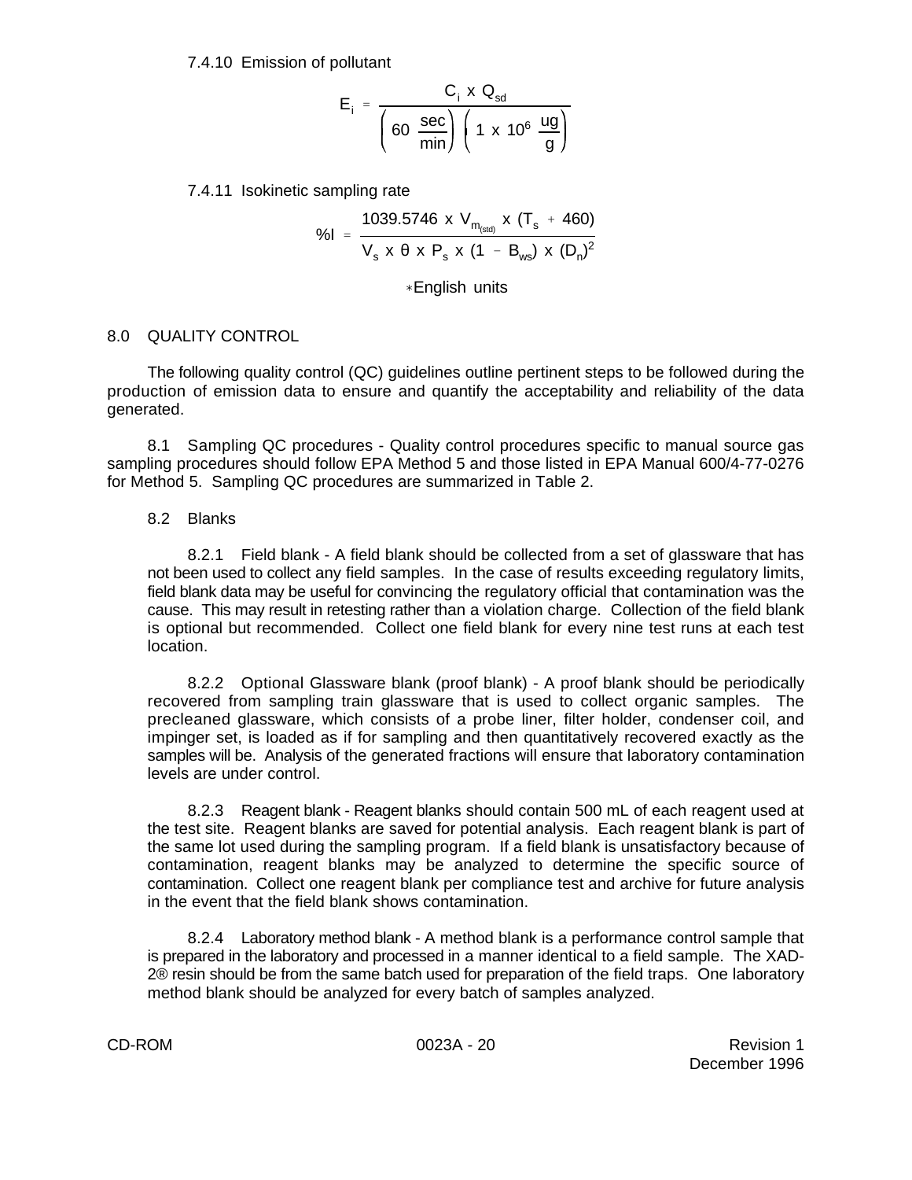7.4.10 Emission of pollutant

$$E_i = \frac{C_i \times Q_{sd}}{\left(60 \ \frac{sec}{min}\right)\left(1 \times 10^6 \ \frac{ug}{g}\right)}$$

7.4.11 Isokinetic sampling rate

$$\%I = \frac{1039.5746 \times V_{m_{(std)}} \times (T_s + 460)}{V_s \times \theta \times P_s \times (1 - B_{ws}) \times (D_n)^2}$$

∗English units

## 8.0 QUALITY CONTROL

The following quality control (QC) guidelines outline pertinent steps to be followed during the production of emission data to ensure and quantify the acceptability and reliability of the data generated.

8.1 Sampling QC procedures - Quality control procedures specific to manual source gas sampling procedures should follow EPA Method 5 and those listed in EPA Manual 600/4-77-0276 for Method 5. Sampling QC procedures are summarized in Table 2.

8.2 Blanks

8.2.1 Field blank - A field blank should be collected from a set of glassware that has not been used to collect any field samples. In the case of results exceeding regulatory limits, field blank data may be useful for convincing the regulatory official that contamination was the cause. This may result in retesting rather than a violation charge. Collection of the field blank is optional but recommended. Collect one field blank for every nine test runs at each test location.

8.2.2 Optional Glassware blank (proof blank) - A proof blank should be periodically recovered from sampling train glassware that is used to collect organic samples. The precleaned glassware, which consists of a probe liner, filter holder, condenser coil, and impinger set, is loaded as if for sampling and then quantitatively recovered exactly as the samples will be. Analysis of the generated fractions will ensure that laboratory contamination levels are under control.

8.2.3 Reagent blank - Reagent blanks should contain 500 mL of each reagent used at the test site. Reagent blanks are saved for potential analysis. Each reagent blank is part of the same lot used during the sampling program. If a field blank is unsatisfactory because of contamination, reagent blanks may be analyzed to determine the specific source of contamination. Collect one reagent blank per compliance test and archive for future analysis in the event that the field blank shows contamination.

8.2.4 Laboratory method blank - A method blank is a performance control sample that is prepared in the laboratory and processed in a manner identical to a field sample. The XAD-2® resin should be from the same batch used for preparation of the field traps. One laboratory method blank should be analyzed for every batch of samples analyzed.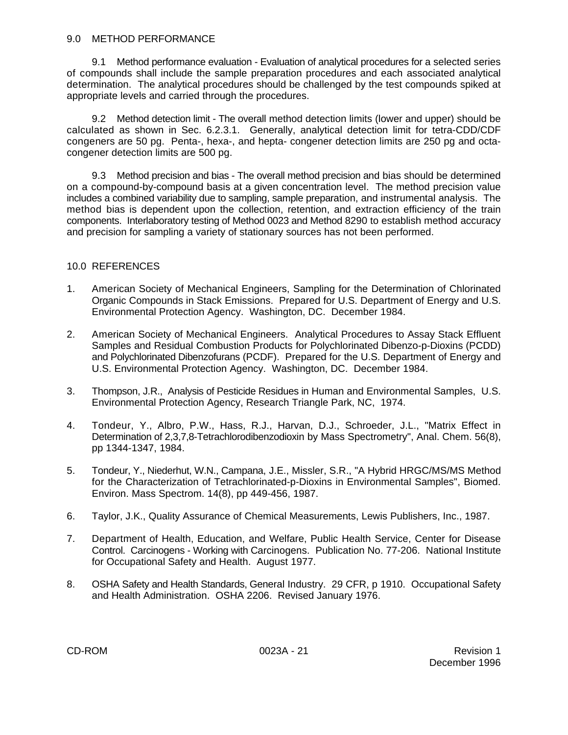## 9.0 METHOD PERFORMANCE

9.1 Method performance evaluation - Evaluation of analytical procedures for a selected series of compounds shall include the sample preparation procedures and each associated analytical determination. The analytical procedures should be challenged by the test compounds spiked at appropriate levels and carried through the procedures.

9.2 Method detection limit - The overall method detection limits (lower and upper) should be calculated as shown in Sec. 6.2.3.1. Generally, analytical detection limit for tetra-CDD/CDF congeners are 50 pg. Penta-, hexa-, and hepta- congener detection limits are 250 pg and octa-congener detection limits are 500 pg.

9.3 Method precision and bias - The overall method precision and bias should be determined on a compound-by-compound basis at a given concentration level. The method precision value includes a combined variability due to sampling, sample preparation, and instrumental analysis. The method bias is dependent upon the collection, retention, and extraction efficiency of the train components. Interlaboratory testing of Method 0023 and Method 8290 to establish method accuracy and precision for sampling a variety of stationary sources has not been performed.

## 10.0 REFERENCES

1. American Society of Mechanical Engineers, Sampling for the Determination of Chlorinated Organic Compounds in Stack Emissions. Prepared for U.S. Department of Energy and U.S. Environmental Protection Agency. Washington, DC. December 1984.

2. American Society of Mechanical Engineers. Analytical Procedures to Assay Stack Effluent Samples and Residual Combustion Products for Polychlorinated Dibenzo-p-Dioxins (PCDD) and Polychlorinated Dibenzofurans (PCDF). Prepared for the U.S. Department of Energy and U.S. Environmental Protection Agency. Washington, DC. December 1984.

3. Thompson, J.R., Analysis of Pesticide Residues in Human and Environmental Samples, U.S. Environmental Protection Agency, Research Triangle Park, NC, 1974.

4. Tondeur, Y., Albro, P.W., Hass, R.J., Harvan, D.J., Schroeder, J.L., "Matrix Effect in Determination of 2,3,7,8-Tetrachlorodibenzodioxin by Mass Spectrometry", Anal. Chem. 56(8), pp 1344-1347, 1984.

5. Tondeur, Y., Niederhut, W.N., Campana, J.E., Missler, S.R., "A Hybrid HRGC/MS/MS Method for the Characterization of Tetrachlorinated-p-Dioxins in Environmental Samples", Biomed. Environ. Mass Spectrom. 14(8), pp 449-456, 1987.

6. Taylor, J.K., Quality Assurance of Chemical Measurements, Lewis Publishers, Inc., 1987.

7. Department of Health, Education, and Welfare, Public Health Service, Center for Disease Control. Carcinogens - Working with Carcinogens. Publication No. 77-206. National Institute for Occupational Safety and Health. August 1977.

8. OSHA Safety and Health Standards, General Industry. 29 CFR, p 1910. Occupational Safety and Health Administration. OSHA 2206. Revised January 1976.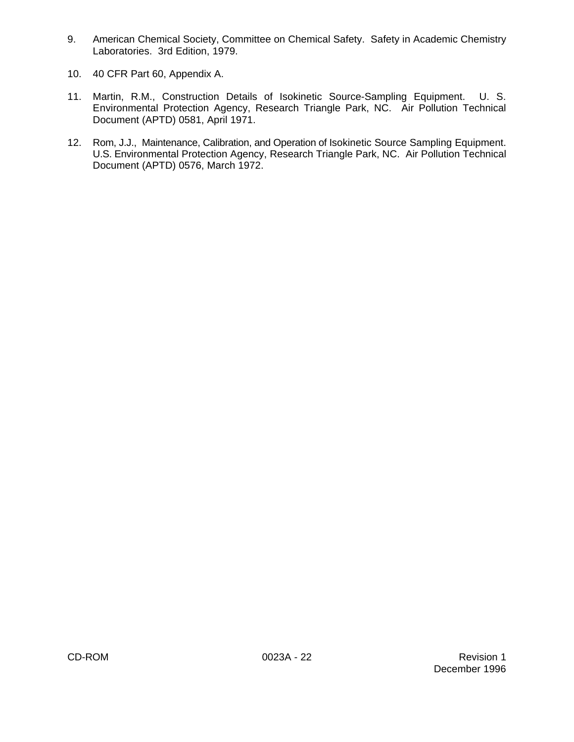9. American Chemical Society, Committee on Chemical Safety. Safety in Academic Chemistry Laboratories. 3rd Edition, 1979.

10. 40 CFR Part 60, Appendix A.

11. Martin, R.M., Construction Details of Isokinetic Source-Sampling Equipment. U. S. Environmental Protection Agency, Research Triangle Park, NC. Air Pollution Technical Document (APTD) 0581, April 1971.

12. Rom, J.J., Maintenance, Calibration, and Operation of Isokinetic Source Sampling Equipment. U.S. Environmental Protection Agency, Research Triangle Park, NC. Air Pollution Technical Document (APTD) 0576, March 1972.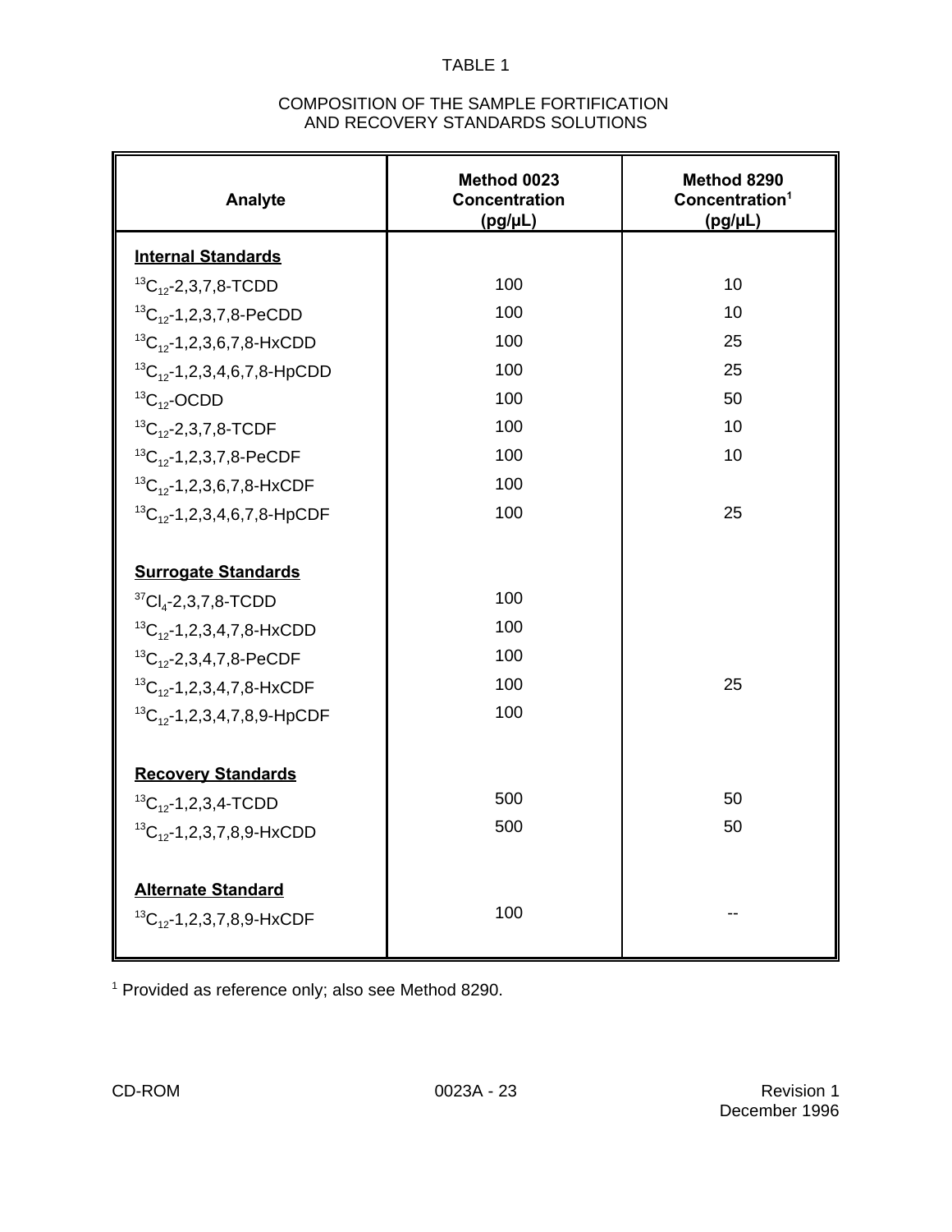TABLE 1

COMPOSITION OF THE SAMPLE FORTIFICATION AND RECOVERY STANDARDS SOLUTIONS

| Analyte | Method 0023 Concentration (pg/µL) | Method 8290 Concentration[1] (pg/µL) |
|---|---|---|
| **Internal Standards** | | |
| $^{13}C_{12}$-2,3,7,8-TCDD | 100 | 10 |
| $^{13}C_{12}$-1,2,3,7,8-PeCDD | 100 | 10 |
| $^{13}C_{12}$-1,2,3,6,7,8-HxCDD | 100 | 25 |
| $^{13}C_{12}$-1,2,3,4,6,7,8-HpCDD | 100 | 25 |
| $^{13}C_{12}$-OCDD | 100 | 50 |
| $^{13}C_{12}$-2,3,7,8-TCDF | 100 | 10 |
| $^{13}C_{12}$-1,2,3,7,8-PeCDF | 100 | 10 |
| $^{13}C_{12}$-1,2,3,6,7,8-HxCDF | 100 | |
| $^{13}C_{12}$-1,2,3,4,6,7,8-HpCDF | 100 | 25 |
| **Surrogate Standards** | | |
| $^{37}Cl_4$-2,3,7,8-TCDD | 100 | |
| $^{13}C_{12}$-1,2,3,4,7,8-HxCDD | 100 | |
| $^{13}C_{12}$-2,3,4,7,8-PeCDF | 100 | |
| $^{13}C_{12}$-1,2,3,4,7,8-HxCDF | 100 | 25 |
| $^{13}C_{12}$-1,2,3,4,7,8,9-HpCDF | 100 | |
| **Recovery Standards** | | |
| $^{13}C_{12}$-1,2,3,4-TCDD | 500 | 50 |
| $^{13}C_{12}$-1,2,3,7,8,9-HxCDD | 500 | 50 |
| **Alternate Standard** | | |
| $^{13}C_{12}$-1,2,3,7,8,9-HxCDF | 100 | -- |

[1] Provided as reference only; also see Method 8290.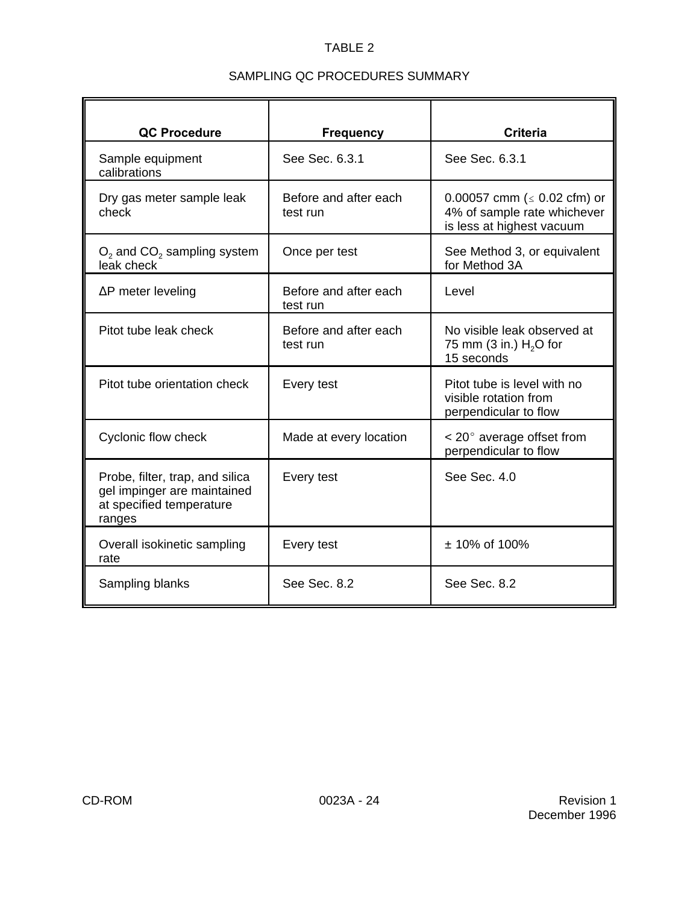TABLE 2

SAMPLING QC PROCEDURES SUMMARY

| QC Procedure | Frequency | Criteria |
|---|---|---|
| Sample equipment calibrations | See Sec. 6.3.1 | See Sec. 6.3.1 |
| Dry gas meter sample leak check | Before and after each test run | 0.00057 cmm ($\leq$ 0.02 cfm) or 4% of sample rate whichever is less at highest vacuum |
| $O_2$ and $CO_2$ sampling system leak check | Once per test | See Method 3, or equivalent for Method 3A |
| ΔP meter leveling | Before and after each test run | Level |
| Pitot tube leak check | Before and after each test run | No visible leak observed at 75 mm (3 in.) $H_2O$ for 15 seconds |
| Pitot tube orientation check | Every test | Pitot tube is level with no visible rotation from perpendicular to flow |
| Cyclonic flow check | Made at every location | < 20° average offset from perpendicular to flow |
| Probe, filter, trap, and silica gel impinger are maintained at specified temperature ranges | Every test | See Sec. 4.0 |
| Overall isokinetic sampling rate | Every test | ± 10% of 100% |
| Sampling blanks | See Sec. 8.2 | See Sec. 8.2 |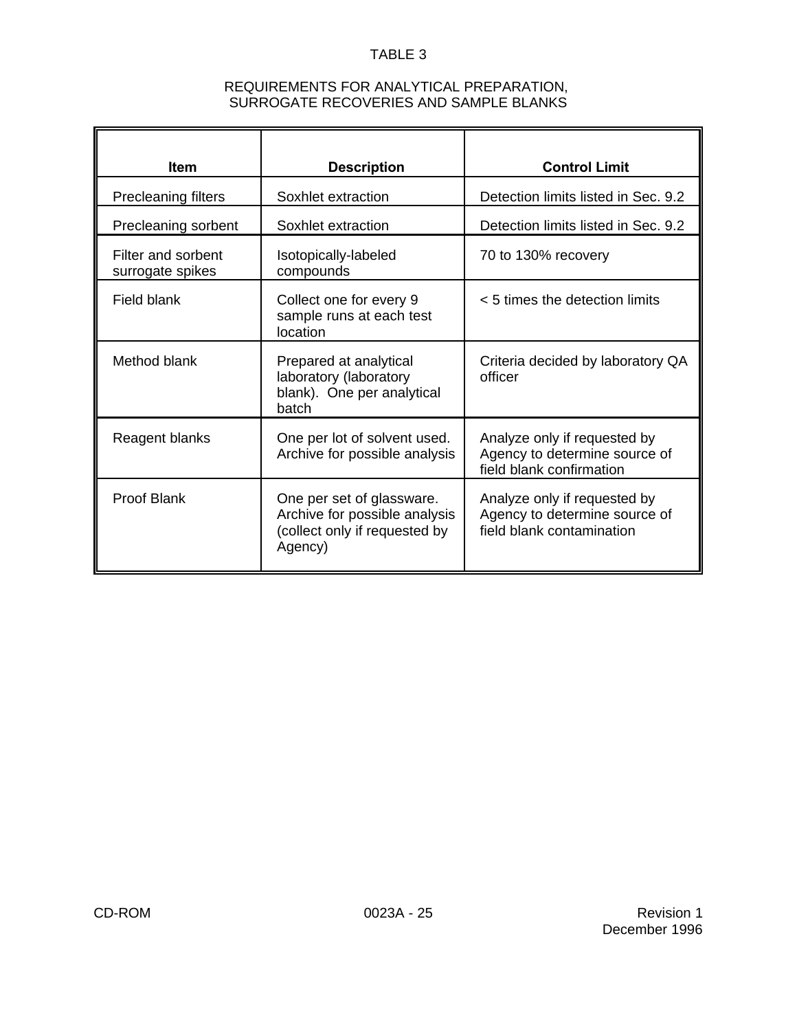TABLE 3

REQUIREMENTS FOR ANALYTICAL PREPARATION, SURROGATE RECOVERIES AND SAMPLE BLANKS

| Item | Description | Control Limit |
|---|---|---|
| Precleaning filters | Soxhlet extraction | Detection limits listed in Sec. 9.2 |
| Precleaning sorbent | Soxhlet extraction | Detection limits listed in Sec. 9.2 |
| Filter and sorbent surrogate spikes | Isotopically-labeled compounds | 70 to 130% recovery |
| Field blank | Collect one for every 9 sample runs at each test location | < 5 times the detection limits |
| Method blank | Prepared at analytical laboratory (laboratory blank). One per analytical batch | Criteria decided by laboratory QA officer |
| Reagent blanks | One per lot of solvent used. Archive for possible analysis | Analyze only if requested by Agency to determine source of field blank confirmation |
| Proof Blank | One per set of glassware. Archive for possible analysis (collect only if requested by Agency) | Analyze only if requested by Agency to determine source of field blank contamination |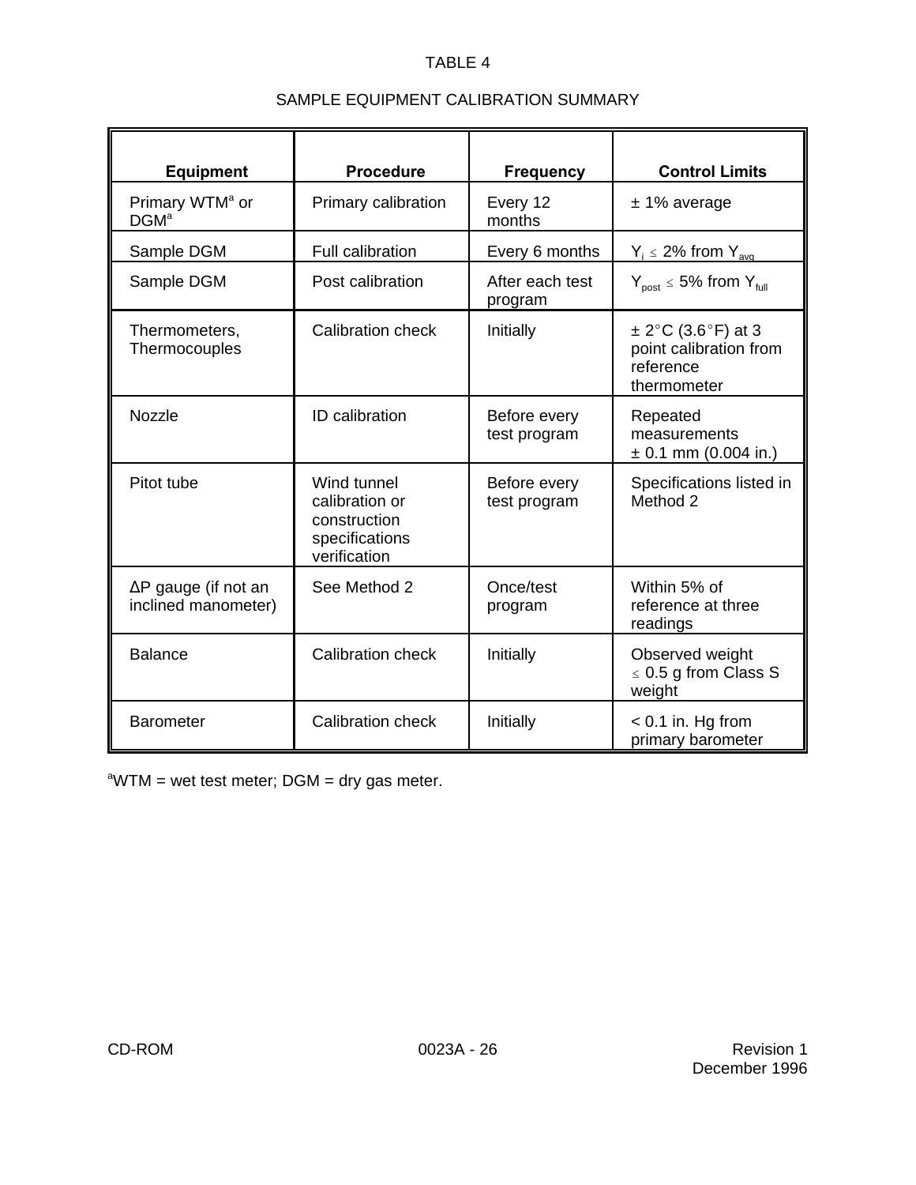TABLE 4

SAMPLE EQUIPMENT CALIBRATION SUMMARY

| Equipment | Procedure | Frequency | Control Limits |
|---|---|---|---|
| Primary WTM[a] or DGM[a] | Primary calibration | Every 12 months | ± 1% average |
| Sample DGM | Full calibration | Every 6 months | $Y_i \leq$ 2% from $Y_{avg}$ |
| Sample DGM | Post calibration | After each test program | $Y_{post} \leq$ 5% from $Y_{full}$ |
| Thermometers, Thermocouples | Calibration check | Initially | ± 2°C (3.6°F) at 3 point calibration from reference thermometer |
| Nozzle | ID calibration | Before every test program | Repeated measurements ± 0.1 mm (0.004 in.) |
| Pitot tube | Wind tunnel calibration or construction specifications verification | Before every test program | Specifications listed in Method 2 |
| ΔP gauge (if not an inclined manometer) | See Method 2 | Once/test program | Within 5% of reference at three readings |
| Balance | Calibration check | Initially | Observed weight ≤ 0.5 g from Class S weight |
| Barometer | Calibration check | Initially | < 0.1 in. Hg from primary barometer |

[a]WTM = wet test meter; DGM = dry gas meter.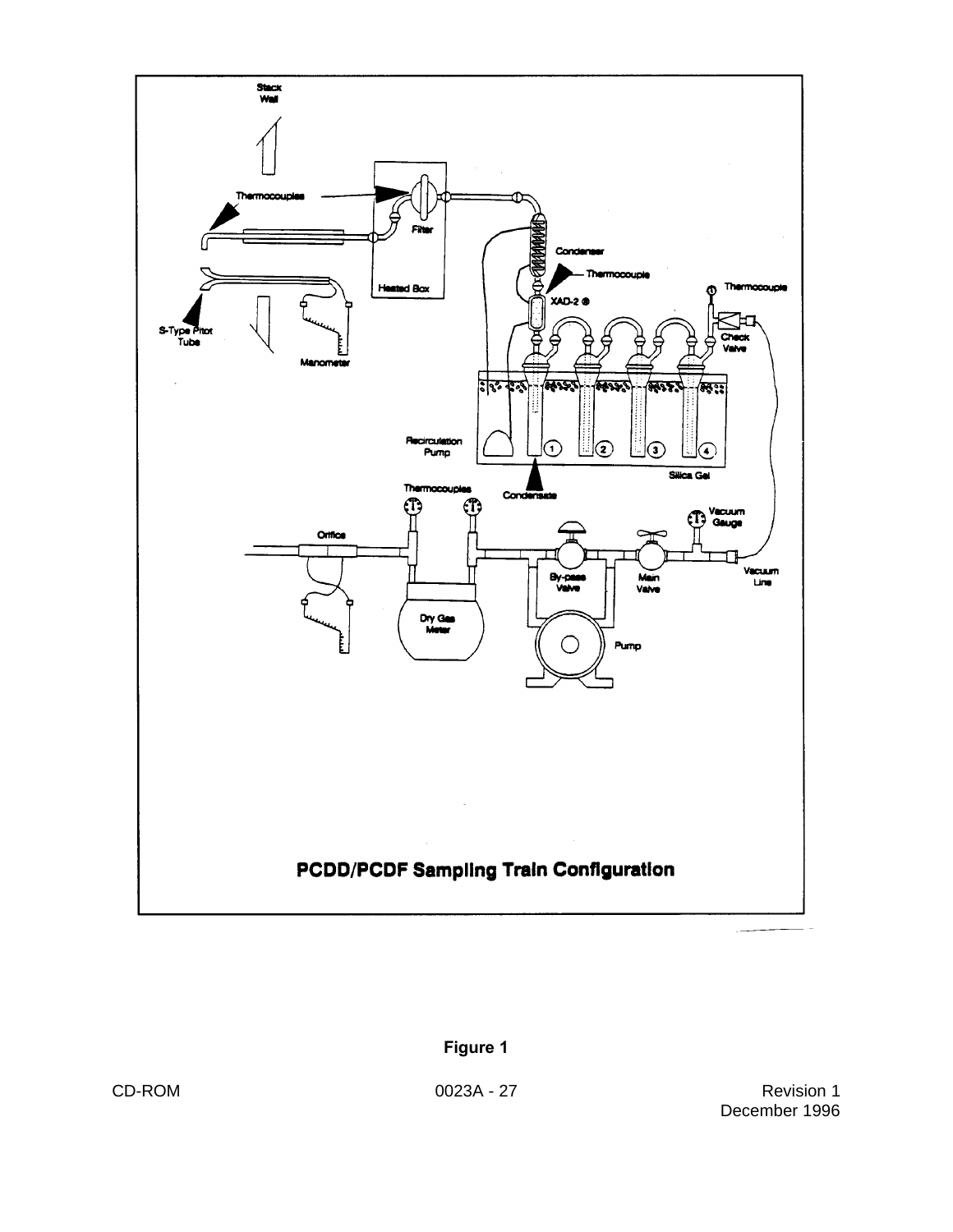Stack Wall

Thermocouples

Filter

Heated Box

Condenser

Thermocouple

XAD-2 ®

Thermocouple

Check Valve

S-Type Pitot Tube

Manometer

Recirculation Pump

1 2 3 4

Silica Gel

Condensate

Thermocouples

Orifice

Vacuum Gauge

By-pass Valve

Main Valve

Vacuum Line

Dry Gas Meter

Pump

**PCDD/PCDF Sampling Train Configuration**

**Figure 1**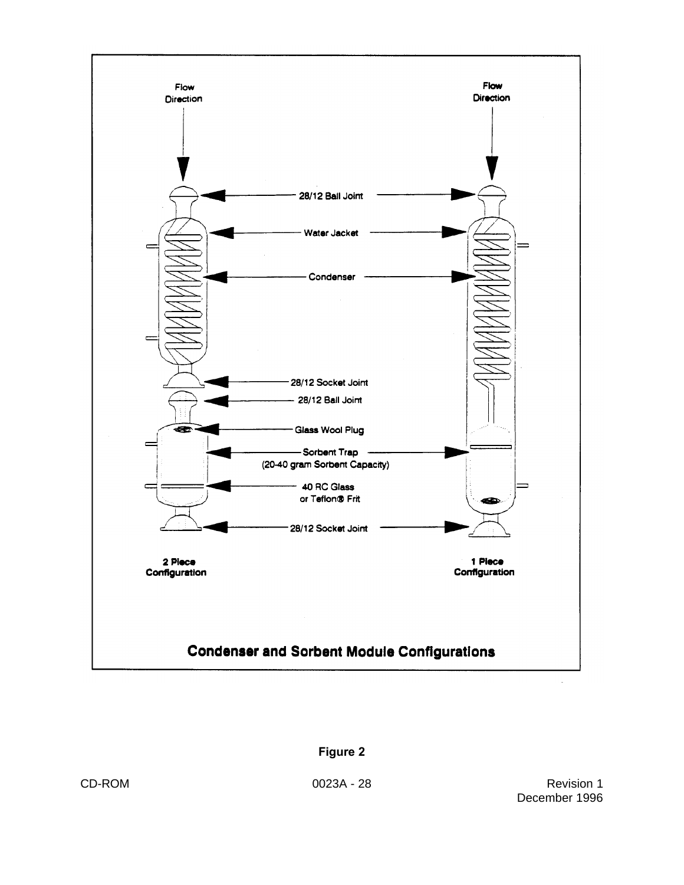Flow Direction

Flow Direction

28/12 Ball Joint

Water Jacket

Condenser

28/12 Socket Joint

28/12 Ball Joint

Glass Wool Plug

Sorbent Trap (20-40 gram Sorbent Capacity)

40 RC Glass or Teflon® Frit

28/12 Socket Joint

2 Piece Configuration

1 Piece Configuration

**Condenser and Sorbent Module Configurations**

**Figure 2**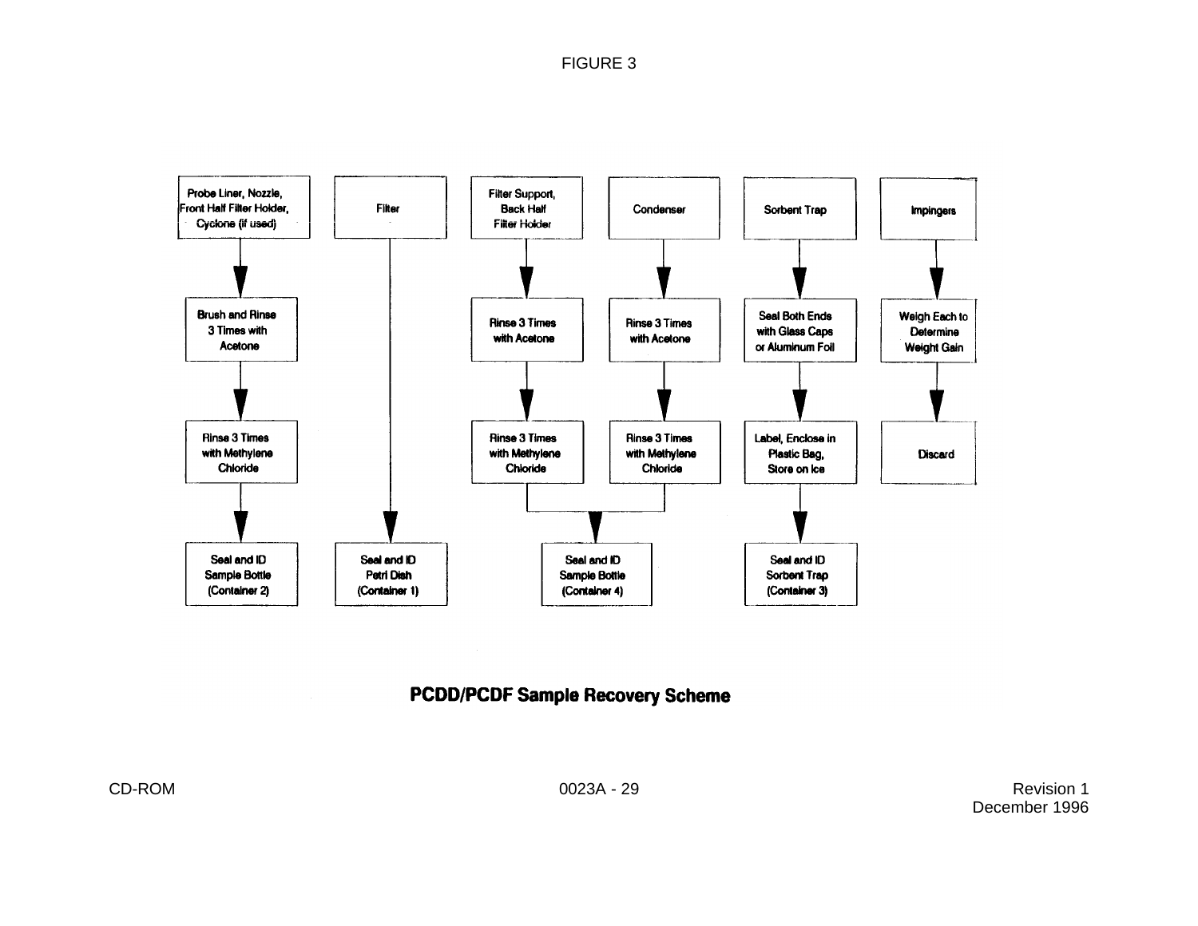FIGURE 3

| Probe Liner, Nozzle, Front Half Filter Holder, Cyclone (if used) | Filter | Filter Support, Back Half Filter Holder | Condenser | Sorbent Trap | Impingers |
|---|---|---|---|---|---|
| ↓ | ↓ | ↓ | ↓ | ↓ | ↓ |
| Brush and Rinse 3 Times with Acetone | | Rinse 3 Times with Acetone | Rinse 3 Times with Acetone | Seal Both Ends with Glass Caps or Aluminum Foil | Weigh Each to Determine Weight Gain |
| ↓ | | ↓ | ↓ | ↓ | ↓ |
| Rinse 3 Times with Methylene Chloride | | Rinse 3 Times with Methylene Chloride | Rinse 3 Times with Methylene Chloride | Label, Enclose in Plastic Bag, Store on Ice | Discard |
| ↓ | ↓ | ↓ (combined) | ↓ (combined) | ↓ | |
| Seal and ID Sample Bottle (Container 2) | Seal and ID Petri Dish (Container 1) | Seal and ID Sample Bottle (Container 4) | | Seal and ID Sorbent Trap (Container 3) | |

**PCDD/PCDF Sample Recovery Scheme**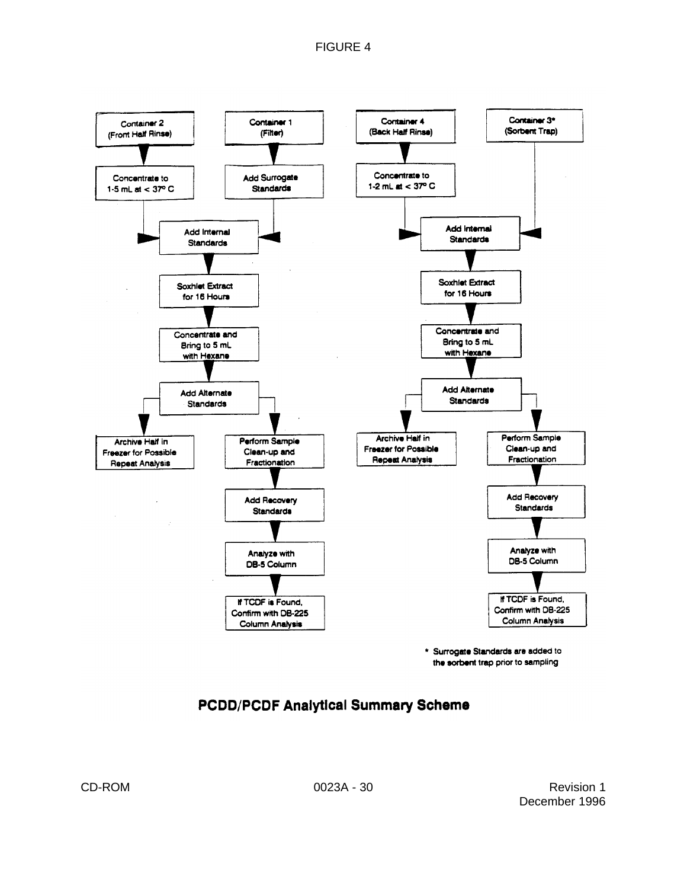FIGURE 4

**Container 2 (Front Half Rinse)** → Concentrate to 1-5 mL at < 37° C → Add Internal Standards

**Container 1 (Filter)** → Add Surrogate Standards → Add Internal Standards

Add Internal Standards → Soxhlet Extract for 16 Hours → Concentrate and Bring to 5 mL with Hexane → Add Alternate Standards → Archive Half in Freezer for Possible Repeat Analysis / Perform Sample Clean-up and Fractionation → Add Recovery Standards → Analyze with DB-5 Column → If TCDF is Found, Confirm with DB-225 Column Analysis

**Container 4 (Back Half Rinse)** → Concentrate to 1-2 mL at < 37° C → Add Internal Standards

**Container 3* (Sorbent Trap)** → Add Internal Standards

Add Internal Standards → Soxhlet Extract for 16 Hours → Concentrate and Bring to 5 mL with Hexane → Add Alternate Standards → Archive Half in Freezer for Possible Repeat Analysis / Perform Sample Clean-up and Fractionation → Add Recovery Standards → Analyze with DB-5 Column → If TCDF is Found, Confirm with DB-225 Column Analysis

\* Surrogate Standards are added to the sorbent trap prior to sampling

**PCDD/PCDF Analytical Summary Scheme**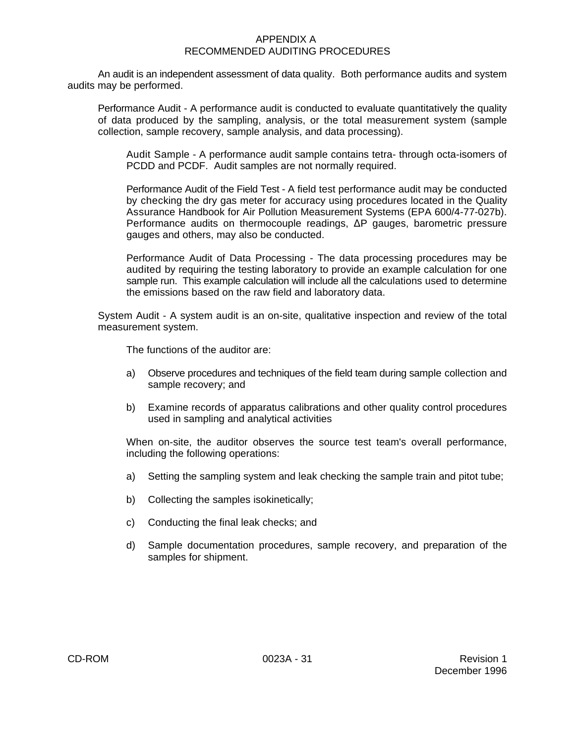# APPENDIX A
## RECOMMENDED AUDITING PROCEDURES

An audit is an independent assessment of data quality. Both performance audits and system audits may be performed.

Performance Audit - A performance audit is conducted to evaluate quantitatively the quality of data produced by the sampling, analysis, or the total measurement system (sample collection, sample recovery, sample analysis, and data processing).

Audit Sample - A performance audit sample contains tetra- through octa-isomers of PCDD and PCDF. Audit samples are not normally required.

Performance Audit of the Field Test - A field test performance audit may be conducted by checking the dry gas meter for accuracy using procedures located in the Quality Assurance Handbook for Air Pollution Measurement Systems (EPA 600/4-77-027b). Performance audits on thermocouple readings, $\Delta P$ gauges, barometric pressure gauges and others, may also be conducted.

Performance Audit of Data Processing - The data processing procedures may be audited by requiring the testing laboratory to provide an example calculation for one sample run. This example calculation will include all the calculations used to determine the emissions based on the raw field and laboratory data.

System Audit - A system audit is an on-site, qualitative inspection and review of the total measurement system.

The functions of the auditor are:

a) Observe procedures and techniques of the field team during sample collection and sample recovery; and

b) Examine records of apparatus calibrations and other quality control procedures used in sampling and analytical activities

When on-site, the auditor observes the source test team's overall performance, including the following operations:

a) Setting the sampling system and leak checking the sample train and pitot tube;

b) Collecting the samples isokinetically;

c) Conducting the final leak checks; and

d) Sample documentation procedures, sample recovery, and preparation of the samples for shipment.